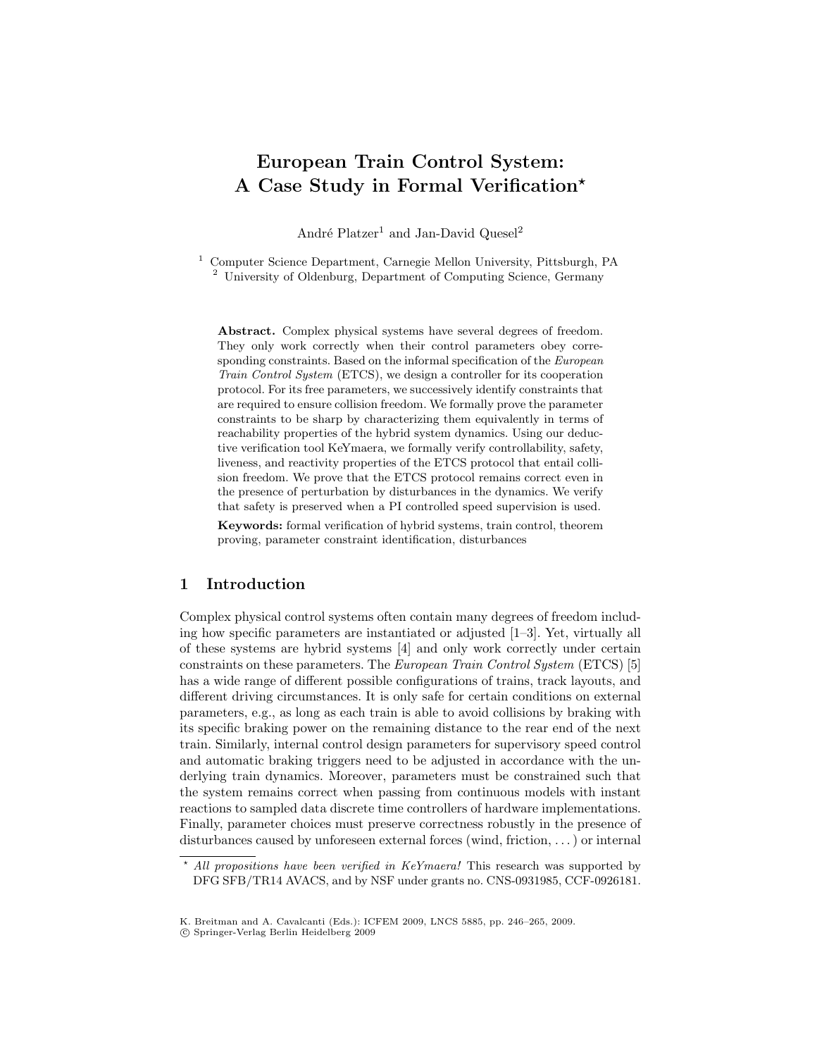# European Train Control System: A Case Study in Formal Verification*

André Platzer[1] and Jan-David Quesel[2]

[1] Computer Science Department, Carnegie Mellon University, Pittsburgh, PA
[2] University of Oldenburg, Department of Computing Science, Germany

**Abstract.** Complex physical systems have several degrees of freedom. They only work correctly when their control parameters obey corresponding constraints. Based on the informal specification of the *European Train Control System* (ETCS), we design a controller for its cooperation protocol. For its free parameters, we successively identify constraints that are required to ensure collision freedom. We formally prove the parameter constraints to be sharp by characterizing them equivalently in terms of reachability properties of the hybrid system dynamics. Using our deductive verification tool KeYmaera, we formally verify controllability, safety, liveness, and reactivity properties of the ETCS protocol that entail collision freedom. We prove that the ETCS protocol remains correct even in the presence of perturbation by disturbances in the dynamics. We verify that safety is preserved when a PI controlled speed supervision is used.

**Keywords:** formal verification of hybrid systems, train control, theorem proving, parameter constraint identification, disturbances

## 1 Introduction

Complex physical control systems often contain many degrees of freedom including how specific parameters are instantiated or adjusted [1–3]. Yet, virtually all of these systems are hybrid systems [4] and only work correctly under certain constraints on these parameters. The *European Train Control System* (ETCS) [5] has a wide range of different possible configurations of trains, track layouts, and different driving circumstances. It is only safe for certain conditions on external parameters, e.g., as long as each train is able to avoid collisions by braking with its specific braking power on the remaining distance to the rear end of the next train. Similarly, internal control design parameters for supervisory speed control and automatic braking triggers need to be adjusted in accordance with the underlying train dynamics. Moreover, parameters must be constrained such that the system remains correct when passing from continuous models with instant reactions to sampled data discrete time controllers of hardware implementations. Finally, parameter choices must preserve correctness robustly in the presence of disturbances caused by unforeseen external forces (wind, friction, ...) or internal

* *All propositions have been verified in KeYmaera!* This research was supported by DFG SFB/TR14 AVACS, and by NSF under grants no. CNS-0931985, CCF-0926181.

K. Breitman and A. Cavalcanti (Eds.): ICFEM 2009, LNCS 5885, pp. 246–265, 2009.
© Springer-Verlag Berlin Heidelberg 2009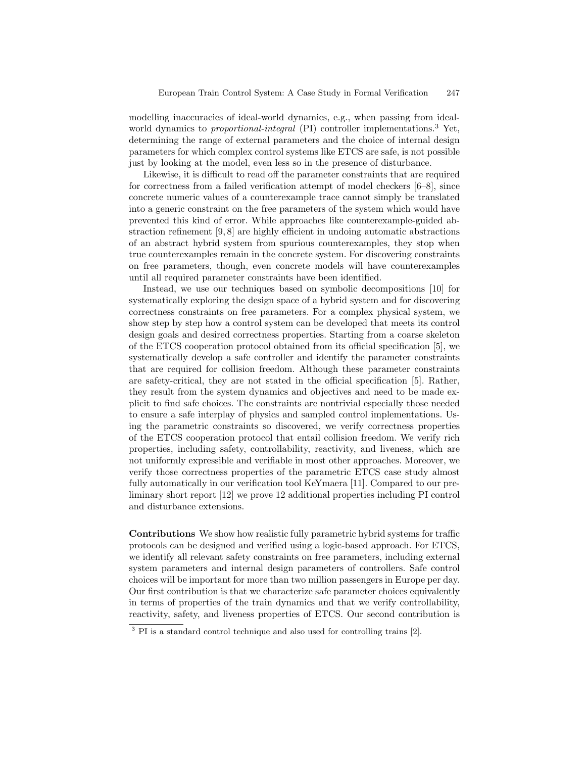modelling inaccuracies of ideal-world dynamics, e.g., when passing from ideal-world dynamics to *proportional-integral* (PI) controller implementations.[3] Yet, determining the range of external parameters and the choice of internal design parameters for which complex control systems like ETCS are safe, is not possible just by looking at the model, even less so in the presence of disturbance.

Likewise, it is difficult to read off the parameter constraints that are required for correctness from a failed verification attempt of model checkers [6–8], since concrete numeric values of a counterexample trace cannot simply be translated into a generic constraint on the free parameters of the system which would have prevented this kind of error. While approaches like counterexample-guided abstraction refinement [9, 8] are highly efficient in undoing automatic abstractions of an abstract hybrid system from spurious counterexamples, they stop when true counterexamples remain in the concrete system. For discovering constraints on free parameters, though, even concrete models will have counterexamples until all required parameter constraints have been identified.

Instead, we use our techniques based on symbolic decompositions [10] for systematically exploring the design space of a hybrid system and for discovering correctness constraints on free parameters. For a complex physical system, we show step by step how a control system can be developed that meets its control design goals and desired correctness properties. Starting from a coarse skeleton of the ETCS cooperation protocol obtained from its official specification [5], we systematically develop a safe controller and identify the parameter constraints that are required for collision freedom. Although these parameter constraints are safety-critical, they are not stated in the official specification [5]. Rather, they result from the system dynamics and objectives and need to be made explicit to find safe choices. The constraints are nontrivial especially those needed to ensure a safe interplay of physics and sampled control implementations. Using the parametric constraints so discovered, we verify correctness properties of the ETCS cooperation protocol that entail collision freedom. We verify rich properties, including safety, controllability, reactivity, and liveness, which are not uniformly expressible and verifiable in most other approaches. Moreover, we verify those correctness properties of the parametric ETCS case study almost fully automatically in our verification tool KeYmaera [11]. Compared to our preliminary short report [12] we prove 12 additional properties including PI control and disturbance extensions.

**Contributions** We show how realistic fully parametric hybrid systems for traffic protocols can be designed and verified using a logic-based approach. For ETCS, we identify all relevant safety constraints on free parameters, including external system parameters and internal design parameters of controllers. Safe control choices will be important for more than two million passengers in Europe per day. Our first contribution is that we characterize safe parameter choices equivalently in terms of properties of the train dynamics and that we verify controllability, reactivity, safety, and liveness properties of ETCS. Our second contribution is

[3] PI is a standard control technique and also used for controlling trains [2].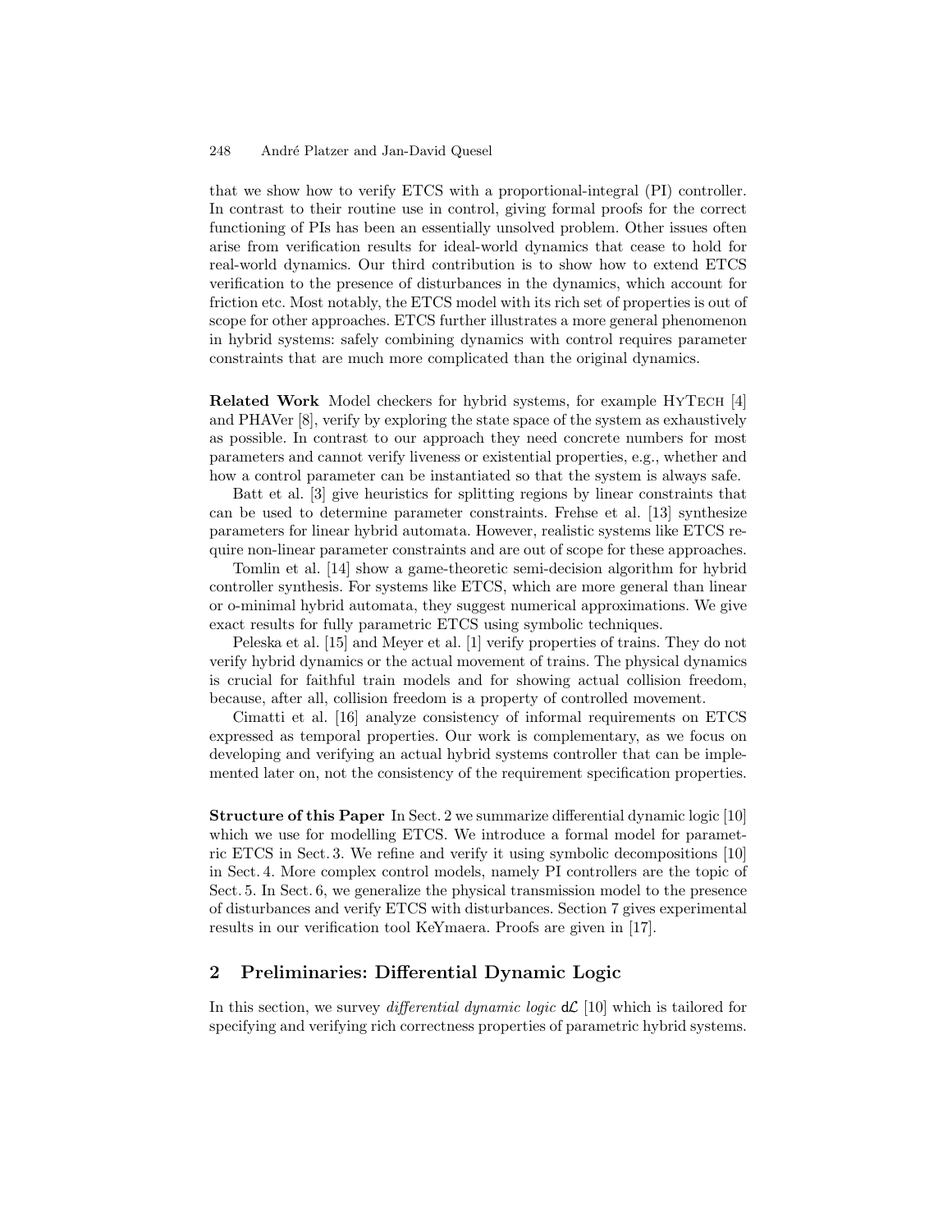that we show how to verify ETCS with a proportional-integral (PI) controller. In contrast to their routine use in control, giving formal proofs for the correct functioning of PIs has been an essentially unsolved problem. Other issues often arise from verification results for ideal-world dynamics that cease to hold for real-world dynamics. Our third contribution is to show how to extend ETCS verification to the presence of disturbances in the dynamics, which account for friction etc. Most notably, the ETCS model with its rich set of properties is out of scope for other approaches. ETCS further illustrates a more general phenomenon in hybrid systems: safely combining dynamics with control requires parameter constraints that are much more complicated than the original dynamics.

**Related Work** Model checkers for hybrid systems, for example HyTech [4] and PHAVer [8], verify by exploring the state space of the system as exhaustively as possible. In contrast to our approach they need concrete numbers for most parameters and cannot verify liveness or existential properties, e.g., whether and how a control parameter can be instantiated so that the system is always safe.

Batt et al. [3] give heuristics for splitting regions by linear constraints that can be used to determine parameter constraints. Frehse et al. [13] synthesize parameters for linear hybrid automata. However, realistic systems like ETCS require non-linear parameter constraints and are out of scope for these approaches.

Tomlin et al. [14] show a game-theoretic semi-decision algorithm for hybrid controller synthesis. For systems like ETCS, which are more general than linear or o-minimal hybrid automata, they suggest numerical approximations. We give exact results for fully parametric ETCS using symbolic techniques.

Peleska et al. [15] and Meyer et al. [1] verify properties of trains. They do not verify hybrid dynamics or the actual movement of trains. The physical dynamics is crucial for faithful train models and for showing actual collision freedom, because, after all, collision freedom is a property of controlled movement.

Cimatti et al. [16] analyze consistency of informal requirements on ETCS expressed as temporal properties. Our work is complementary, as we focus on developing and verifying an actual hybrid systems controller that can be implemented later on, not the consistency of the requirement specification properties.

**Structure of this Paper** In Sect. 2 we summarize differential dynamic logic [10] which we use for modelling ETCS. We introduce a formal model for parametric ETCS in Sect. 3. We refine and verify it using symbolic decompositions [10] in Sect. 4. More complex control models, namely PI controllers are the topic of Sect. 5. In Sect. 6, we generalize the physical transmission model to the presence of disturbances and verify ETCS with disturbances. Section 7 gives experimental results in our verification tool KeYmaera. Proofs are given in [17].

## 2 Preliminaries: Differential Dynamic Logic

In this section, we survey *differential dynamic logic* $\mathsf{d}\mathcal{L}$ [10] which is tailored for specifying and verifying rich correctness properties of parametric hybrid systems.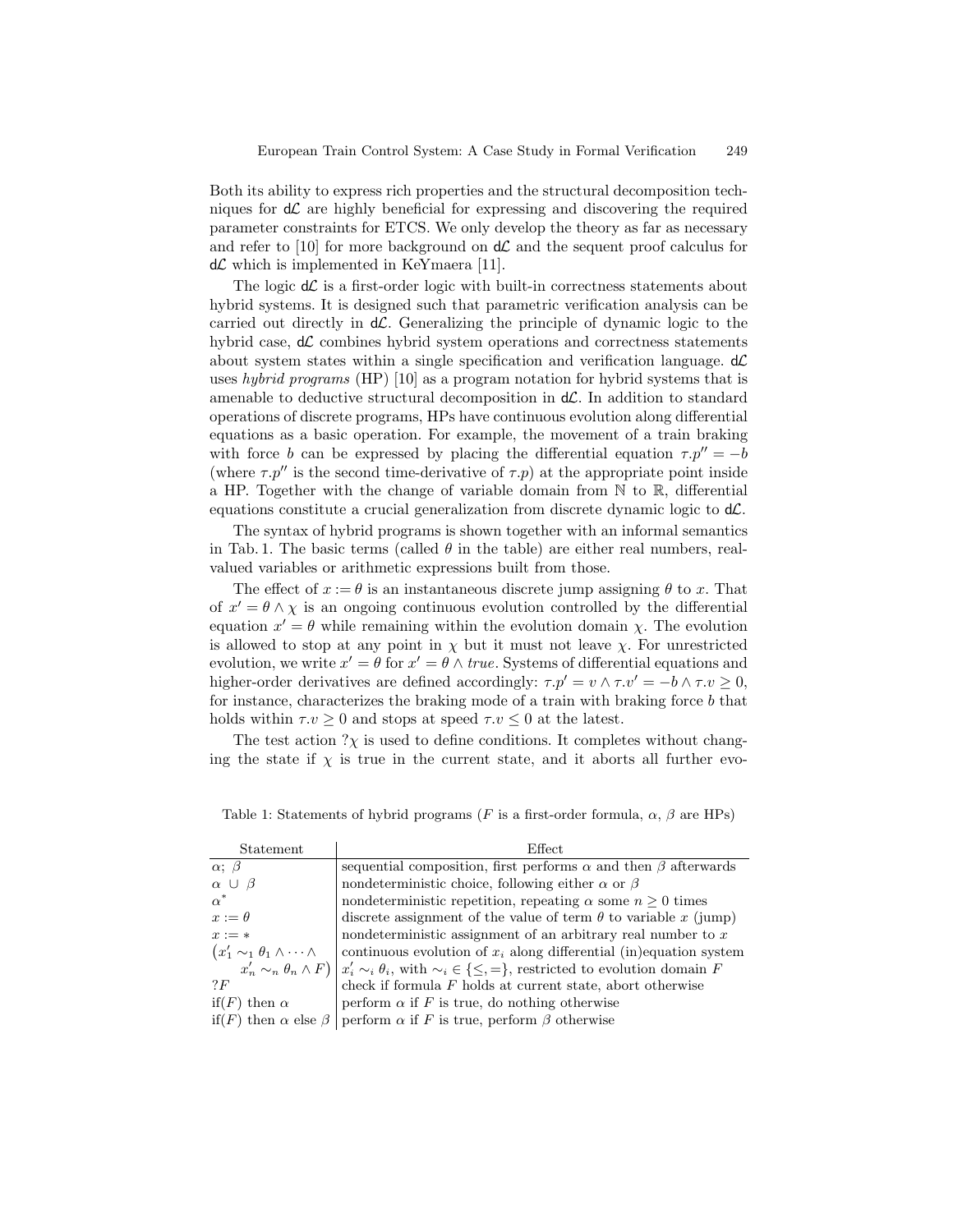Both its ability to express rich properties and the structural decomposition techniques for d$\mathcal{L}$ are highly beneficial for expressing and discovering the required parameter constraints for ETCS. We only develop the theory as far as necessary and refer to [10] for more background on d$\mathcal{L}$ and the sequent proof calculus for d$\mathcal{L}$ which is implemented in KeYmaera [11].

The logic d$\mathcal{L}$ is a first-order logic with built-in correctness statements about hybrid systems. It is designed such that parametric verification analysis can be carried out directly in d$\mathcal{L}$. Generalizing the principle of dynamic logic to the hybrid case, d$\mathcal{L}$ combines hybrid system operations and correctness statements about system states within a single specification and verification language. d$\mathcal{L}$ uses *hybrid programs* (HP) [10] as a program notation for hybrid systems that is amenable to deductive structural decomposition in d$\mathcal{L}$. In addition to standard operations of discrete programs, HPs have continuous evolution along differential equations as a basic operation. For example, the movement of a train braking with force $b$ can be expressed by placing the differential equation $\tau.p'' = -b$ (where $\tau.p''$ is the second time-derivative of $\tau.p$) at the appropriate point inside a HP. Together with the change of variable domain from $\mathbb{N}$ to $\mathbb{R}$, differential equations constitute a crucial generalization from discrete dynamic logic to d$\mathcal{L}$.

The syntax of hybrid programs is shown together with an informal semantics in Tab. 1. The basic terms (called $\theta$ in the table) are either real numbers, real-valued variables or arithmetic expressions built from those.

The effect of $x := \theta$ is an instantaneous discrete jump assigning $\theta$ to $x$. That of $x' = \theta \wedge \chi$ is an ongoing continuous evolution controlled by the differential equation $x' = \theta$ while remaining within the evolution domain $\chi$. The evolution is allowed to stop at any point in $\chi$ but it must not leave $\chi$. For unrestricted evolution, we write $x' = \theta$ for $x' = \theta \wedge \mathit{true}$. Systems of differential equations and higher-order derivatives are defined accordingly: $\tau.p' = v \wedge \tau.v' = -b \wedge \tau.v \geq 0$, for instance, characterizes the braking mode of a train with braking force $b$ that holds within $\tau.v \geq 0$ and stops at speed $\tau.v \leq 0$ at the latest.

The test action $?\chi$ is used to define conditions. It completes without changing the state if $\chi$ is true in the current state, and it aborts all further evo-

Table 1: Statements of hybrid programs ($F$ is a first-order formula, $\alpha$, $\beta$ are HPs)

| Statement | Effect |
|---|---|
| $\alpha;\ \beta$ | sequential composition, first performs $\alpha$ and then $\beta$ afterwards |
| $\alpha\ \cup\ \beta$ | nondeterministic choice, following either $\alpha$ or $\beta$ |
| $\alpha^*$ | nondeterministic repetition, repeating $\alpha$ some $n \geq 0$ times |
| $x := \theta$ | discrete assignment of the value of term $\theta$ to variable $x$ (jump) |
| $x := *$ | nondeterministic assignment of an arbitrary real number to $x$ |
| $(x_1' \sim_1 \theta_1 \wedge \cdots \wedge x_n' \sim_n \theta_n \wedge F)$ | continuous evolution of $x_i$ along differential (in)equation system $x_i' \sim_i \theta_i$, with $\sim_i \in \{\leq, =\}$, restricted to evolution domain $F$ |
| $?F$ | check if formula $F$ holds at current state, abort otherwise |
| if($F$) then $\alpha$ | perform $\alpha$ if $F$ is true, do nothing otherwise |
| if($F$) then $\alpha$ else $\beta$ | perform $\alpha$ if $F$ is true, perform $\beta$ otherwise |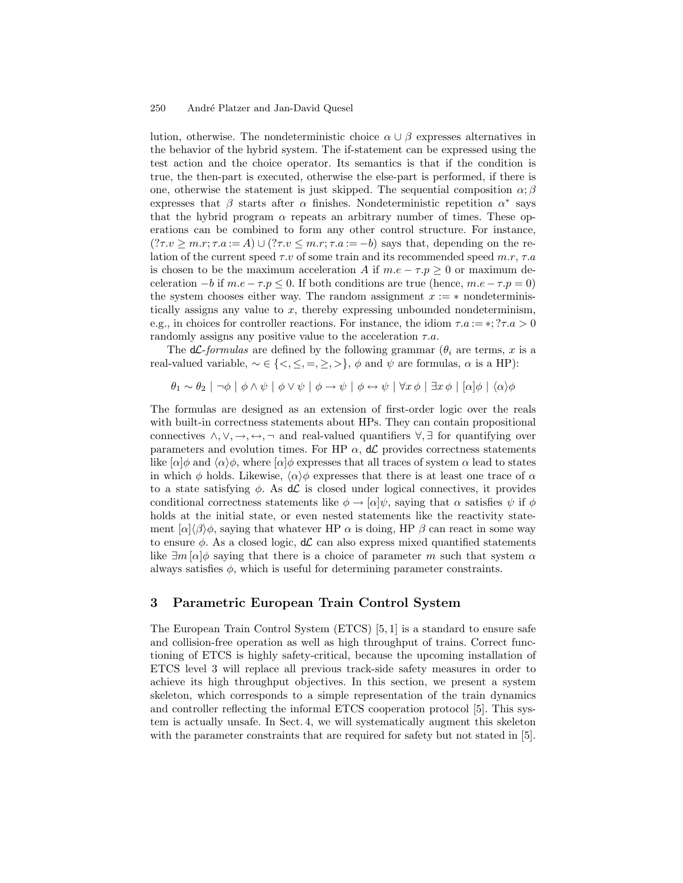lution, otherwise. The nondeterministic choice $\alpha \cup \beta$ expresses alternatives in the behavior of the hybrid system. The if-statement can be expressed using the test action and the choice operator. Its semantics is that if the condition is true, the then-part is executed, otherwise the else-part is performed, if there is one, otherwise the statement is just skipped. The sequential composition $\alpha; \beta$ expresses that $\beta$ starts after $\alpha$ finishes. Nondeterministic repetition $\alpha^*$ says that the hybrid program $\alpha$ repeats an arbitrary number of times. These operations can be combined to form any other control structure. For instance, $(?\tau.v \geq m.r; \tau.a := A) \cup (?\tau.v \leq m.r; \tau.a := -b)$ says that, depending on the relation of the current speed $\tau.v$ of some train and its recommended speed $m.r$, $\tau.a$ is chosen to be the maximum acceleration $A$ if $m.e - \tau.p \geq 0$ or maximum deceleration $-b$ if $m.e - \tau.p \leq 0$. If both conditions are true (hence, $m.e - \tau.p = 0$) the system chooses either way. The random assignment $x := *$ nondeterministically assigns any value to $x$, thereby expressing unbounded nondeterminism, e.g., in choices for controller reactions. For instance, the idiom $\tau.a := *; ?\tau.a > 0$ randomly assigns any positive value to the acceleration $\tau.a$.

The d$\mathcal{L}$*-formulas* are defined by the following grammar ($\theta_i$ are terms, $x$ is a real-valued variable, $\sim \in \{<, \leq, =, \geq, >\}$, $\phi$ and $\psi$ are formulas, $\alpha$ is a HP):

$$\theta_1 \sim \theta_2 \mid \neg\phi \mid \phi \wedge \psi \mid \phi \vee \psi \mid \phi \rightarrow \psi \mid \phi \leftrightarrow \psi \mid \forall x\, \phi \mid \exists x\, \phi \mid [\alpha]\phi \mid \langle\alpha\rangle\phi$$

The formulas are designed as an extension of first-order logic over the reals with built-in correctness statements about HPs. They can contain propositional connectives $\wedge, \vee, \rightarrow, \leftrightarrow, \neg$ and real-valued quantifiers $\forall, \exists$ for quantifying over parameters and evolution times. For HP $\alpha$, d$\mathcal{L}$ provides correctness statements like $[\alpha]\phi$ and $\langle\alpha\rangle\phi$, where $[\alpha]\phi$ expresses that all traces of system $\alpha$ lead to states in which $\phi$ holds. Likewise, $\langle\alpha\rangle\phi$ expresses that there is at least one trace of $\alpha$ to a state satisfying $\phi$. As d$\mathcal{L}$ is closed under logical connectives, it provides conditional correctness statements like $\phi \rightarrow [\alpha]\psi$, saying that $\alpha$ satisfies $\psi$ if $\phi$ holds at the initial state, or even nested statements like the reactivity statement $[\alpha]\langle\beta\rangle\phi$, saying that whatever HP $\alpha$ is doing, HP $\beta$ can react in some way to ensure $\phi$. As a closed logic, d$\mathcal{L}$ can also express mixed quantified statements like $\exists m\, [\alpha]\phi$ saying that there is a choice of parameter $m$ such that system $\alpha$ always satisfies $\phi$, which is useful for determining parameter constraints.

## 3 Parametric European Train Control System

The European Train Control System (ETCS) [5, 1] is a standard to ensure safe and collision-free operation as well as high throughput of trains. Correct functioning of ETCS is highly safety-critical, because the upcoming installation of ETCS level 3 will replace all previous track-side safety measures in order to achieve its high throughput objectives. In this section, we present a system skeleton, which corresponds to a simple representation of the train dynamics and controller reflecting the informal ETCS cooperation protocol [5]. This system is actually unsafe. In Sect. 4, we will systematically augment this skeleton with the parameter constraints that are required for safety but not stated in [5].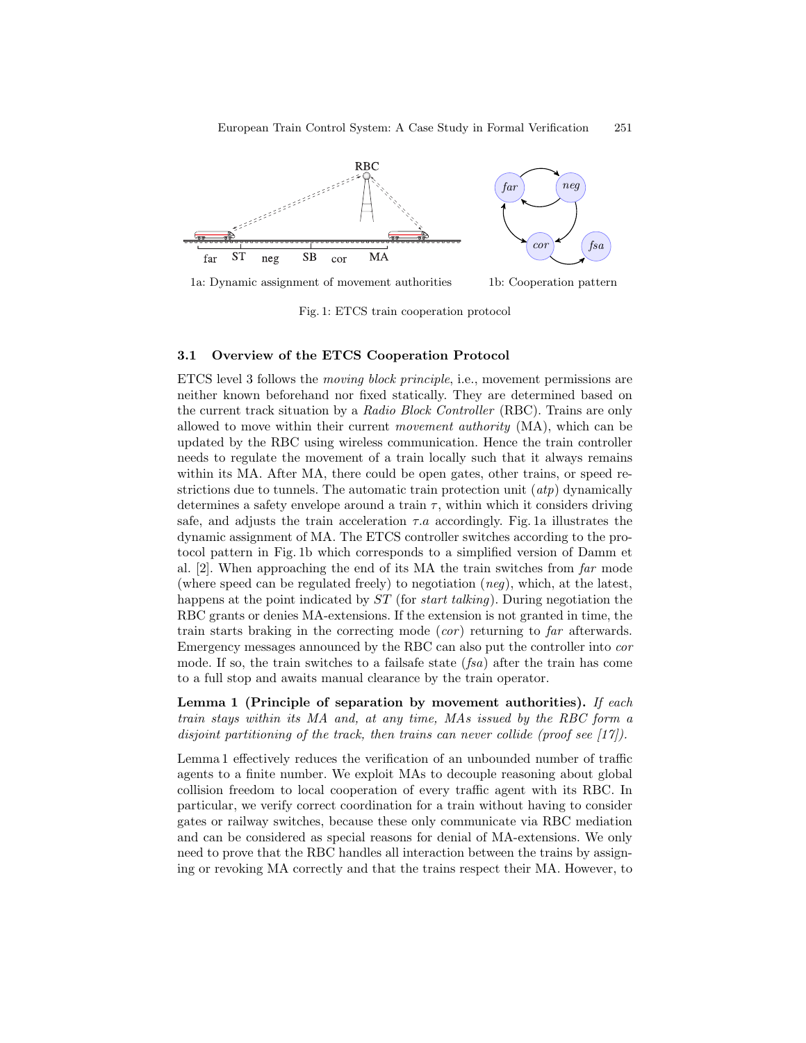1a: Dynamic assignment of movement authorities

1b: Cooperation pattern

Fig. 1: ETCS train cooperation protocol

### 3.1 Overview of the ETCS Cooperation Protocol

ETCS level 3 follows the *moving block principle*, i.e., movement permissions are neither known beforehand nor fixed statically. They are determined based on the current track situation by a *Radio Block Controller* (RBC). Trains are only allowed to move within their current *movement authority* (MA), which can be updated by the RBC using wireless communication. Hence the train controller needs to regulate the movement of a train locally such that it always remains within its MA. After MA, there could be open gates, other trains, or speed restrictions due to tunnels. The automatic train protection unit (*atp*) dynamically determines a safety envelope around a train $\tau$, within which it considers driving safe, and adjusts the train acceleration $\tau.a$ accordingly. Fig. 1a illustrates the dynamic assignment of MA. The ETCS controller switches according to the protocol pattern in Fig. 1b which corresponds to a simplified version of Damm et al. [2]. When approaching the end of its MA the train switches from *far* mode (where speed can be regulated freely) to negotiation (*neg*), which, at the latest, happens at the point indicated by *ST* (for *start talking*). During negotiation the RBC grants or denies MA-extensions. If the extension is not granted in time, the train starts braking in the correcting mode (*cor*) returning to *far* afterwards. Emergency messages announced by the RBC can also put the controller into *cor* mode. If so, the train switches to a failsafe state (*fsa*) after the train has come to a full stop and awaits manual clearance by the train operator.

**Lemma 1 (Principle of separation by movement authorities).** *If each train stays within its MA and, at any time, MAs issued by the RBC form a disjoint partitioning of the track, then trains can never collide (proof see [17]).*

Lemma 1 effectively reduces the verification of an unbounded number of traffic agents to a finite number. We exploit MAs to decouple reasoning about global collision freedom to local cooperation of every traffic agent with its RBC. In particular, we verify correct coordination for a train without having to consider gates or railway switches, because these only communicate via RBC mediation and can be considered as special reasons for denial of MA-extensions. We only need to prove that the RBC handles all interaction between the trains by assigning or revoking MA correctly and that the trains respect their MA. However, to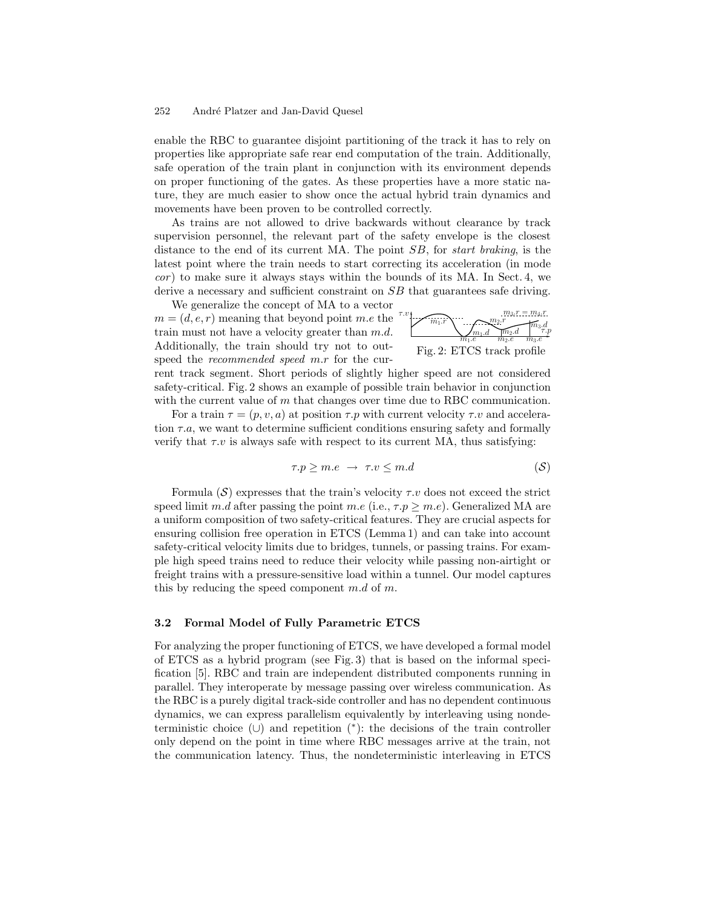enable the RBC to guarantee disjoint partitioning of the track it has to rely on properties like appropriate safe rear end computation of the train. Additionally, safe operation of the train plant in conjunction with its environment depends on proper functioning of the gates. As these properties have a more static nature, they are much easier to show once the actual hybrid train dynamics and movements have been proven to be controlled correctly.

As trains are not allowed to drive backwards without clearance by track supervision personnel, the relevant part of the safety envelope is the closest distance to the end of its current MA. The point $SB$, for *start braking*, is the latest point where the train needs to start correcting its acceleration (in mode *cor*) to make sure it always stays within the bounds of its MA. In Sect. 4, we derive a necessary and sufficient constraint on $SB$ that guarantees safe driving.

We generalize the concept of MA to a vector $m = (d, e, r)$ meaning that beyond point $m.e$ the train must not have a velocity greater than $m.d$. Additionally, the train should try not to outspeed the *recommended speed* $m.r$ for the current track segment. Short periods of slightly higher speed are not considered safety-critical. Fig. 2 shows an example of possible train behavior in conjunction with the current value of $m$ that changes over time due to RBC communication.

Fig. 2: ETCS track profile

For a train $\tau = (p, v, a)$ at position $\tau.p$ with current velocity $\tau.v$ and acceleration $\tau.a$, we want to determine sufficient conditions ensuring safety and formally verify that $\tau.v$ is always safe with respect to its current MA, thus satisfying:

$$\tau.p \geq m.e \ \rightarrow \ \tau.v \leq m.d \qquad (\mathcal{S})$$

Formula ($\mathcal{S}$) expresses that the train's velocity $\tau.v$ does not exceed the strict speed limit $m.d$ after passing the point $m.e$ (i.e., $\tau.p \geq m.e$). Generalized MA are a uniform composition of two safety-critical features. They are crucial aspects for ensuring collision free operation in ETCS (Lemma 1) and can take into account safety-critical velocity limits due to bridges, tunnels, or passing trains. For example high speed trains need to reduce their velocity while passing non-airtight or freight trains with a pressure-sensitive load within a tunnel. Our model captures this by reducing the speed component $m.d$ of $m$.

### 3.2 Formal Model of Fully Parametric ETCS

For analyzing the proper functioning of ETCS, we have developed a formal model of ETCS as a hybrid program (see Fig. 3) that is based on the informal specification [5]. RBC and train are independent distributed components running in parallel. They interoperate by message passing over wireless communication. As the RBC is a purely digital track-side controller and has no dependent continuous dynamics, we can express parallelism equivalently by interleaving using nondeterministic choice ($\cup$) and repetition ($^*$): the decisions of the train controller only depend on the point in time where RBC messages arrive at the train, not the communication latency. Thus, the nondeterministic interleaving in ETCS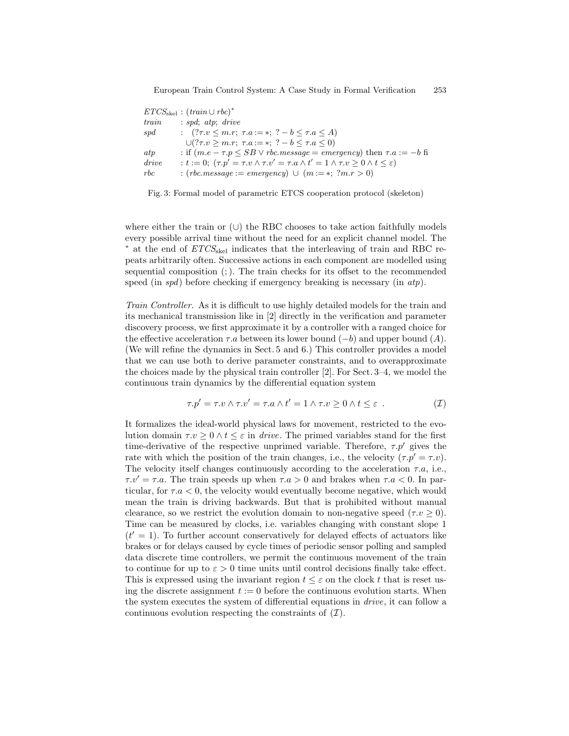$$
\begin{array}{lll}
ETCS_{\text{skel}} & : & (train \cup rbc)^* \\
train & : & spd;\ atp;\ drive \\
spd & : & (?\tau.v \leq m.r;\ \tau.a := *;\ ?-b \leq \tau.a \leq A) \\
 & & \cup(?\tau.v \geq m.r;\ \tau.a := *;\ ?-b \leq \tau.a \leq 0) \\
atp & : & \text{if } (m.e - \tau.p \leq SB \vee rbc.message = emergency) \text{ then } \tau.a := -b \text{ fi} \\
drive & : & t := 0;\ (\tau.p' = \tau.v \wedge \tau.v' = \tau.a \wedge t' = 1 \wedge \tau.v \geq 0 \wedge t \leq \varepsilon) \\
rbc & : & (rbc.message := emergency) \cup (m := *;\ ?m.r > 0)
\end{array}
$$

Fig. 3: Formal model of parametric ETCS cooperation protocol (skeleton)

where either the train or ($\cup$) the RBC chooses to take action faithfully models every possible arrival time without the need for an explicit channel model. The $^*$ at the end of $ETCS_{\text{skel}}$ indicates that the interleaving of train and RBC repeats arbitrarily often. Successive actions in each component are modelled using sequential composition ( ; ). The train checks for its offset to the recommended speed (in *spd*) before checking if emergency breaking is necessary (in *atp*).

*Train Controller.* As it is difficult to use highly detailed models for the train and its mechanical transmission like in [2] directly in the verification and parameter discovery process, we first approximate it by a controller with a ranged choice for the effective acceleration $\tau.a$ between its lower bound ($-b$) and upper bound ($A$). (We will refine the dynamics in Sect. 5 and 6.) This controller provides a model that we can use both to derive parameter constraints, and to overapproximate the choices made by the physical train controller [2]. For Sect. 3–4, we model the continuous train dynamics by the differential equation system

$$
\tau.p' = \tau.v \wedge \tau.v' = \tau.a \wedge t' = 1 \wedge \tau.v \geq 0 \wedge t \leq \varepsilon \ . \qquad (\mathcal{I})
$$

It formalizes the ideal-world physical laws for movement, restricted to the evolution domain $\tau.v \geq 0 \wedge t \leq \varepsilon$ in *drive*. The primed variables stand for the first time-derivative of the respective unprimed variable. Therefore, $\tau.p'$ gives the rate with which the position of the train changes, i.e., the velocity ($\tau.p' = \tau.v$). The velocity itself changes continuously according to the acceleration $\tau.a$, i.e., $\tau.v' = \tau.a$. The train speeds up when $\tau.a > 0$ and brakes when $\tau.a < 0$. In particular, for $\tau.a < 0$, the velocity would eventually become negative, which would mean the train is driving backwards. But that is prohibited without manual clearance, so we restrict the evolution domain to non-negative speed ($\tau.v \geq 0$). Time can be measured by clocks, i.e. variables changing with constant slope 1 ($t' = 1$). To further account conservatively for delayed effects of actuators like brakes or for delays caused by cycle times of periodic sensor polling and sampled data discrete time controllers, we permit the continuous movement of the train to continue for up to $\varepsilon > 0$ time units until control decisions finally take effect. This is expressed using the invariant region $t \leq \varepsilon$ on the clock $t$ that is reset using the discrete assignment $t := 0$ before the continuous evolution starts. When the system executes the system of differential equations in *drive*, it can follow a continuous evolution respecting the constraints of ($\mathcal{I}$).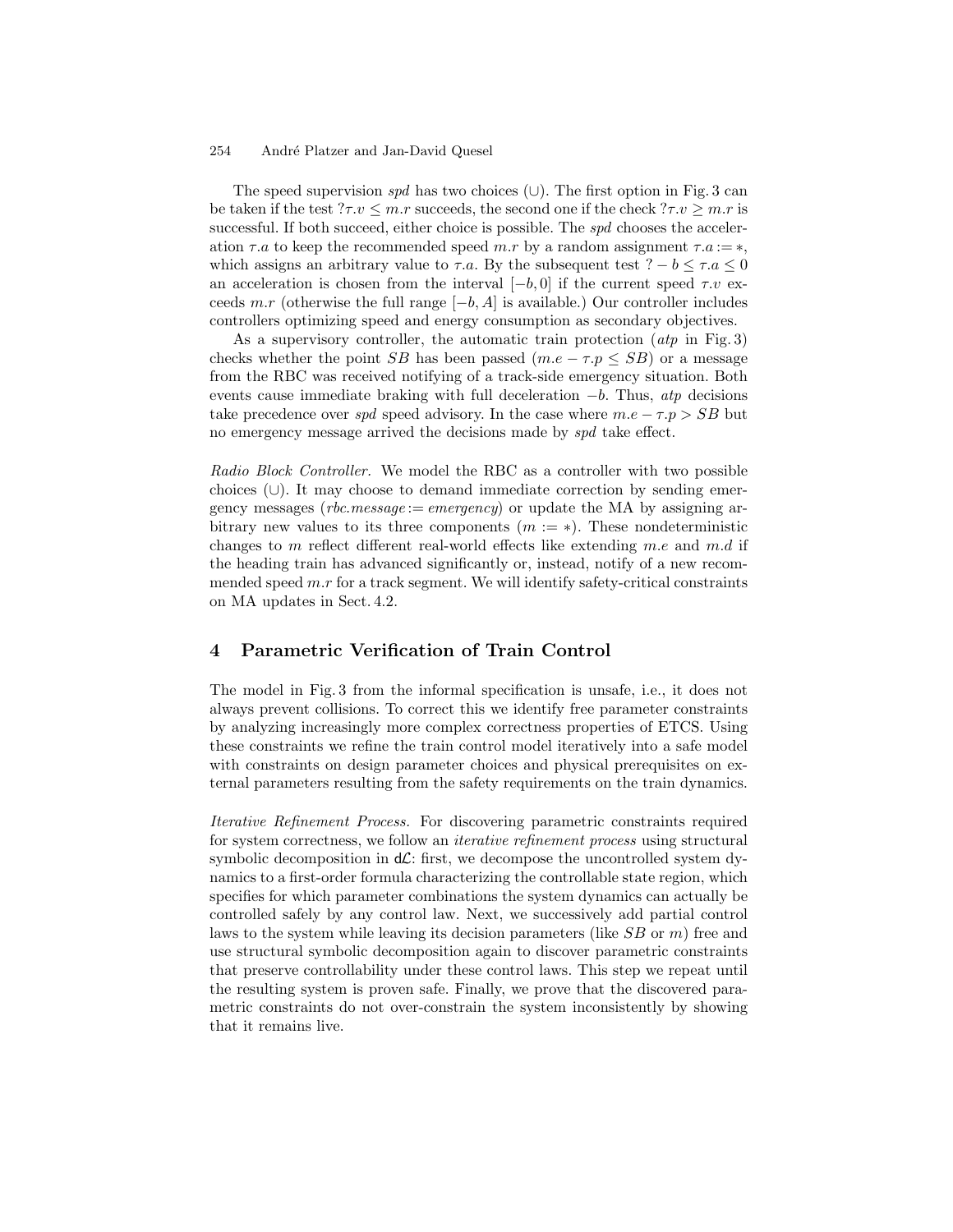The speed supervision *spd* has two choices ($\cup$). The first option in Fig. 3 can be taken if the test $?\tau.v \leq m.r$ succeeds, the second one if the check $?\tau.v \geq m.r$ is successful. If both succeed, either choice is possible. The *spd* chooses the acceleration $\tau.a$ to keep the recommended speed $m.r$ by a random assignment $\tau.a := *$, which assigns an arbitrary value to $\tau.a$. By the subsequent test $? - b \leq \tau.a \leq 0$ an acceleration is chosen from the interval $[-b, 0]$ if the current speed $\tau.v$ exceeds $m.r$ (otherwise the full range $[-b, A]$ is available.) Our controller includes controllers optimizing speed and energy consumption as secondary objectives.

As a supervisory controller, the automatic train protection (*atp* in Fig. 3) checks whether the point $SB$ has been passed ($m.e - \tau.p \leq SB$) or a message from the RBC was received notifying of a track-side emergency situation. Both events cause immediate braking with full deceleration $-b$. Thus, *atp* decisions take precedence over *spd* speed advisory. In the case where $m.e - \tau.p > SB$ but no emergency message arrived the decisions made by *spd* take effect.

*Radio Block Controller.* We model the RBC as a controller with two possible choices ($\cup$). It may choose to demand immediate correction by sending emergency messages ($rbc.message := emergency$) or update the MA by assigning arbitrary new values to its three components ($m := *$). These nondeterministic changes to $m$ reflect different real-world effects like extending $m.e$ and $m.d$ if the heading train has advanced significantly or, instead, notify of a new recommended speed $m.r$ for a track segment. We will identify safety-critical constraints on MA updates in Sect. 4.2.

## 4 Parametric Verification of Train Control

The model in Fig. 3 from the informal specification is unsafe, i.e., it does not always prevent collisions. To correct this we identify free parameter constraints by analyzing increasingly more complex correctness properties of ETCS. Using these constraints we refine the train control model iteratively into a safe model with constraints on design parameter choices and physical prerequisites on external parameters resulting from the safety requirements on the train dynamics.

*Iterative Refinement Process.* For discovering parametric constraints required for system correctness, we follow an *iterative refinement process* using structural symbolic decomposition in $\mathsf{d}\mathcal{L}$: first, we decompose the uncontrolled system dynamics to a first-order formula characterizing the controllable state region, which specifies for which parameter combinations the system dynamics can actually be controlled safely by any control law. Next, we successively add partial control laws to the system while leaving its decision parameters (like $SB$ or $m$) free and use structural symbolic decomposition again to discover parametric constraints that preserve controllability under these control laws. This step we repeat until the resulting system is proven safe. Finally, we prove that the discovered parametric constraints do not over-constrain the system inconsistently by showing that it remains live.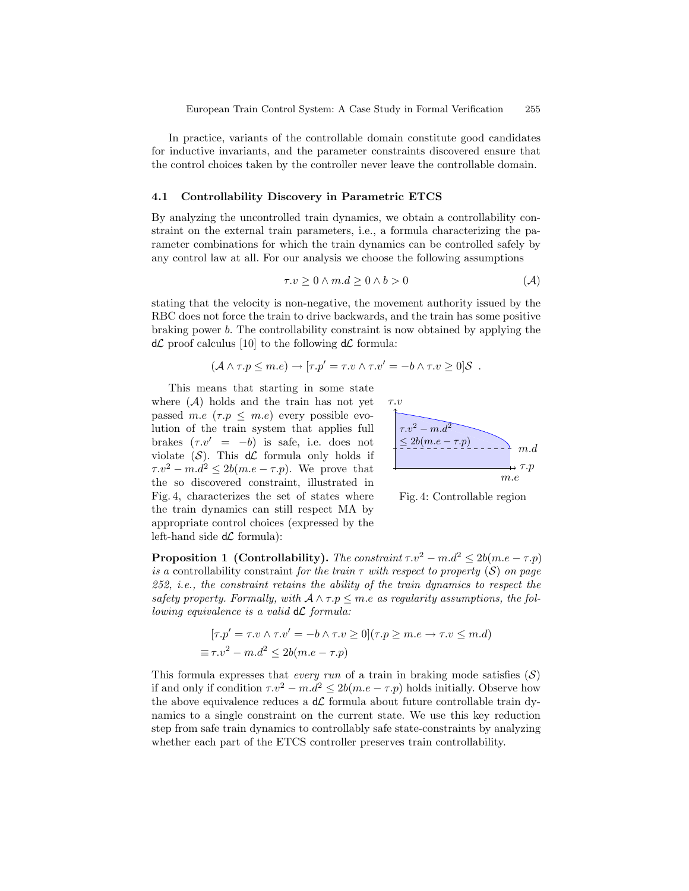In practice, variants of the controllable domain constitute good candidates for inductive invariants, and the parameter constraints discovered ensure that the control choices taken by the controller never leave the controllable domain.

### 4.1 Controllability Discovery in Parametric ETCS

By analyzing the uncontrolled train dynamics, we obtain a controllability constraint on the external train parameters, i.e., a formula characterizing the parameter combinations for which the train dynamics can be controlled safely by any control law at all. For our analysis we choose the following assumptions

$$\tau.v \geq 0 \land m.d \geq 0 \land b > 0 \qquad (\mathcal{A})$$

stating that the velocity is non-negative, the movement authority issued by the RBC does not force the train to drive backwards, and the train has some positive braking power $b$. The controllability constraint is now obtained by applying the d$\mathcal{L}$ proof calculus [10] to the following d$\mathcal{L}$ formula:

$$(\mathcal{A} \land \tau.p \leq m.e) \rightarrow [\tau.p' = \tau.v \land \tau.v' = -b \land \tau.v \geq 0]\mathcal{S} \enspace .$$

This means that starting in some state where ($\mathcal{A}$) holds and the train has not yet passed $m.e$ ($\tau.p \leq m.e$) every possible evolution of the train system that applies full brakes ($\tau.v' = -b$) is safe, i.e. does not violate ($\mathcal{S}$). This d$\mathcal{L}$ formula only holds if $\tau.v^2 - m.d^2 \leq 2b(m.e - \tau.p)$. We prove that the so discovered constraint, illustrated in Fig. 4, characterizes the set of states where the train dynamics can still respect MA by appropriate control choices (expressed by the left-hand side d$\mathcal{L}$ formula):

Fig. 4: Controllable region

**Proposition 1 (Controllability).** *The constraint* $\tau.v^2 - m.d^2 \leq 2b(m.e - \tau.p)$ *is a* controllability constraint *for the train* $\tau$ *with respect to property* ($\mathcal{S}$) *on page 252, i.e., the constraint retains the ability of the train dynamics to respect the safety property. Formally, with* $\mathcal{A} \land \tau.p \leq m.e$ *as regularity assumptions, the following equivalence is a valid* d$\mathcal{L}$ *formula:*

$$\begin{aligned} &[\tau.p' = \tau.v \land \tau.v' = -b \land \tau.v \geq 0](\tau.p \geq m.e \rightarrow \tau.v \leq m.d) \\ \equiv\, &\tau.v^2 - m.d^2 \leq 2b(m.e - \tau.p) \end{aligned}$$

This formula expresses that *every run* of a train in braking mode satisfies ($\mathcal{S}$) if and only if condition $\tau.v^2 - m.d^2 \leq 2b(m.e - \tau.p)$ holds initially. Observe how the above equivalence reduces a d$\mathcal{L}$ formula about future controllable train dynamics to a single constraint on the current state. We use this key reduction step from safe train dynamics to controllably safe state-constraints by analyzing whether each part of the ETCS controller preserves train controllability.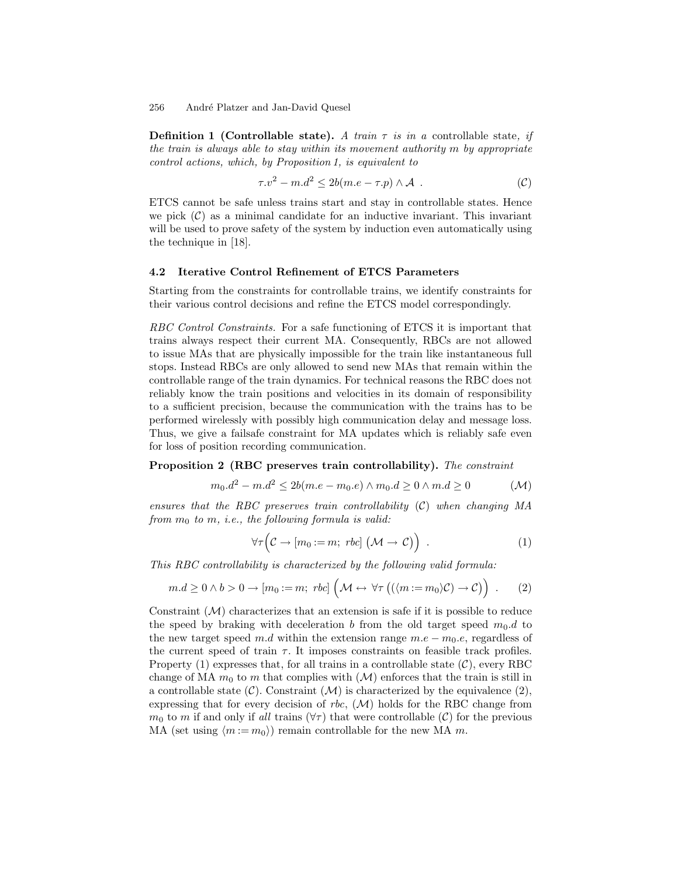**Definition 1 (Controllable state).** *A train $\tau$ is in a* controllable state*, if the train is always able to stay within its movement authority $m$ by appropriate control actions, which, by Proposition 1, is equivalent to*

$$\tau.v^2 - m.d^2 \leq 2b(m.e - \tau.p) \wedge \mathcal{A} \ . \qquad (\mathcal{C})$$

ETCS cannot be safe unless trains start and stay in controllable states. Hence we pick $(\mathcal{C})$ as a minimal candidate for an inductive invariant. This invariant will be used to prove safety of the system by induction even automatically using the technique in [18].

### 4.2 Iterative Control Refinement of ETCS Parameters

Starting from the constraints for controllable trains, we identify constraints for their various control decisions and refine the ETCS model correspondingly.

*RBC Control Constraints.* For a safe functioning of ETCS it is important that trains always respect their current MA. Consequently, RBCs are not allowed to issue MAs that are physically impossible for the train like instantaneous full stops. Instead RBCs are only allowed to send new MAs that remain within the controllable range of the train dynamics. For technical reasons the RBC does not reliably know the train positions and velocities in its domain of responsibility to a sufficient precision, because the communication with the trains has to be performed wirelessly with possibly high communication delay and message loss. Thus, we give a failsafe constraint for MA updates which is reliably safe even for loss of position recording communication.

**Proposition 2 (RBC preserves train controllability).** *The constraint*

$$m_0.d^2 - m.d^2 \leq 2b(m.e - m_0.e) \wedge m_0.d \geq 0 \wedge m.d \geq 0 \qquad (\mathcal{M})$$

*ensures that the RBC preserves train controllability $(\mathcal{C})$ when changing MA from $m_0$ to $m$, i.e., the following formula is valid:*

$$\forall \tau \Big( \mathcal{C} \rightarrow [m_0 := m;\ rbc] \left( \mathcal{M} \rightarrow \mathcal{C} \right) \Big) \ . \qquad (1)$$

*This RBC controllability is characterized by the following valid formula:*

$$m.d \geq 0 \wedge b > 0 \rightarrow [m_0 := m;\ rbc] \Big( \mathcal{M} \leftrightarrow \forall \tau \left( (\langle m := m_0 \rangle \mathcal{C}) \rightarrow \mathcal{C} \right) \Big) \ . \qquad (2)$$

Constraint $(\mathcal{M})$ characterizes that an extension is safe if it is possible to reduce the speed by braking with deceleration $b$ from the old target speed $m_0.d$ to the new target speed $m.d$ within the extension range $m.e - m_0.e$, regardless of the current speed of train $\tau$. It imposes constraints on feasible track profiles. Property (1) expresses that, for all trains in a controllable state $(\mathcal{C})$, every RBC change of MA $m_0$ to $m$ that complies with $(\mathcal{M})$ enforces that the train is still in a controllable state $(\mathcal{C})$. Constraint $(\mathcal{M})$ is characterized by the equivalence (2), expressing that for every decision of $rbc$, $(\mathcal{M})$ holds for the RBC change from $m_0$ to $m$ if and only if *all* trains $(\forall \tau)$ that were controllable $(\mathcal{C})$ for the previous MA (set using $\langle m := m_0 \rangle$) remain controllable for the new MA $m$.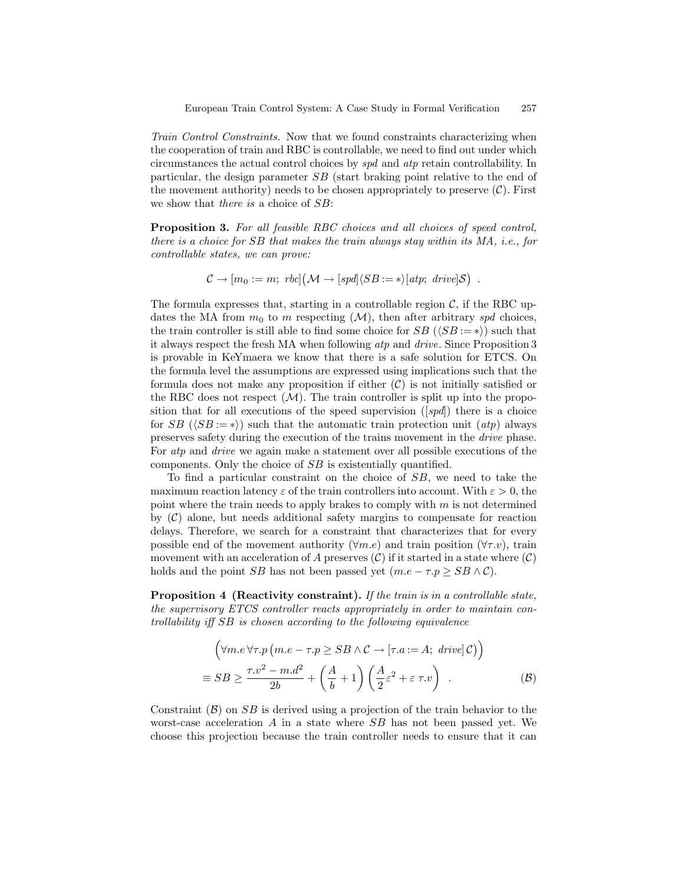*Train Control Constraints.* Now that we found constraints characterizing when the cooperation of train and RBC is controllable, we need to find out under which circumstances the actual control choices by *spd* and *atp* retain controllability. In particular, the design parameter $SB$ (start braking point relative to the end of the movement authority) needs to be chosen appropriately to preserve $(\mathcal{C})$. First we show that *there is* a choice of $SB$:

**Proposition 3.** *For all feasible RBC choices and all choices of speed control, there is a choice for SB that makes the train always stay within its MA, i.e., for controllable states, we can prove:*

$$\mathcal{C} \rightarrow [m_0 := m;\ rbc]\big(\mathcal{M} \rightarrow [spd]\langle SB := *\rangle[atp;\ drive]\mathcal{S}\big)\ .$$

The formula expresses that, starting in a controllable region $\mathcal{C}$, if the RBC updates the MA from $m_0$ to $m$ respecting $(\mathcal{M})$, then after arbitrary *spd* choices, the train controller is still able to find some choice for $SB$ ($\langle SB := *\rangle$) such that it always respect the fresh MA when following *atp* and *drive*. Since Proposition 3 is provable in KeYmaera we know that there is a safe solution for ETCS. On the formula level the assumptions are expressed using implications such that the formula does not make any proposition if either $(\mathcal{C})$ is not initially satisfied or the RBC does not respect $(\mathcal{M})$. The train controller is split up into the proposition that for all executions of the speed supervision ($[spd]$) there is a choice for $SB$ ($\langle SB := *\rangle$) such that the automatic train protection unit (*atp*) always preserves safety during the execution of the trains movement in the *drive* phase. For *atp* and *drive* we again make a statement over all possible executions of the components. Only the choice of $SB$ is existentially quantified.

To find a particular constraint on the choice of $SB$, we need to take the maximum reaction latency $\varepsilon$ of the train controllers into account. With $\varepsilon > 0$, the point where the train needs to apply brakes to comply with $m$ is not determined by $(\mathcal{C})$ alone, but needs additional safety margins to compensate for reaction delays. Therefore, we search for a constraint that characterizes that for every possible end of the movement authority ($\forall m.e$) and train position ($\forall \tau.v$), train movement with an acceleration of $A$ preserves $(\mathcal{C})$ if it started in a state where $(\mathcal{C})$ holds and the point $SB$ has not been passed yet ($m.e - \tau.p \geq SB \wedge \mathcal{C}$).

**Proposition 4 (Reactivity constraint).** *If the train is in a controllable state, the supervisory ETCS controller reacts appropriately in order to maintain controllability iff SB is chosen according to the following equivalence*

$$\Big(\forall m.e\,\forall \tau.p\,\big(m.e - \tau.p \geq SB \wedge \mathcal{C} \rightarrow [\tau.a := A;\ drive]\,\mathcal{C}\big)\Big)$$
$$\equiv SB \geq \frac{\tau.v^2 - m.d^2}{2b} + \left(\frac{A}{b} + 1\right)\left(\frac{A}{2}\varepsilon^2 + \varepsilon\,\tau.v\right)\ . \qquad (\mathcal{B})$$

Constraint $(\mathcal{B})$ on $SB$ is derived using a projection of the train behavior to the worst-case acceleration $A$ in a state where $SB$ has not been passed yet. We choose this projection because the train controller needs to ensure that it can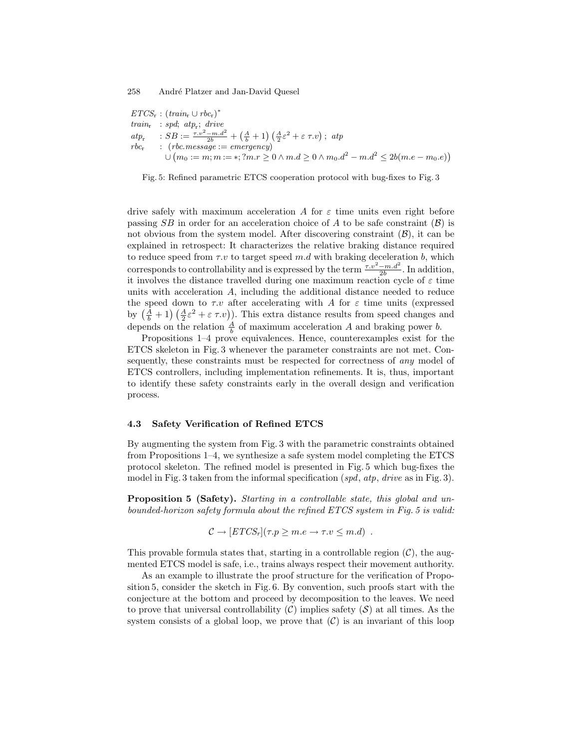$$
\begin{aligned}
&ETCS_{\mathrm{r}} : (train_{\mathrm{r}} \cup rbc_{\mathrm{r}})^{*}\\
&train_{\mathrm{r}} \;\; : spd;\ atp_{\mathrm{r}};\ drive\\
&atp_{\mathrm{r}} \;\;\; : SB := \frac{\tau.v^2 - m.d^2}{2b} + \left(\frac{A}{b}+1\right)\left(\frac{A}{2}\varepsilon^2 + \varepsilon\ \tau.v\right);\ atp\\
&rbc_{\mathrm{r}} \;\;\; : (rbc.message := emergency)\\
&\qquad\quad \cup \left(m_0 := m; m := *; ?m.r \geq 0 \land m.d \geq 0 \land m_0.d^2 - m.d^2 \leq 2b(m.e - m_0.e)\right)
\end{aligned}
$$

Fig. 5: Refined parametric ETCS cooperation protocol with bug-fixes to Fig. 3

drive safely with maximum acceleration $A$ for $\varepsilon$ time units even right before passing $SB$ in order for an acceleration choice of $A$ to be safe constraint $(\mathcal{B})$ is not obvious from the system model. After discovering constraint $(\mathcal{B})$, it can be explained in retrospect: It characterizes the relative braking distance required to reduce speed from $\tau.v$ to target speed $m.d$ with braking deceleration $b$, which corresponds to controllability and is expressed by the term $\frac{\tau.v^2 - m.d^2}{2b}$. In addition, it involves the distance travelled during one maximum reaction cycle of $\varepsilon$ time units with acceleration $A$, including the additional distance needed to reduce the speed down to $\tau.v$ after accelerating with $A$ for $\varepsilon$ time units (expressed by $\left(\frac{A}{b}+1\right)\left(\frac{A}{2}\varepsilon^2 + \varepsilon\ \tau.v\right)$). This extra distance results from speed changes and depends on the relation $\frac{A}{b}$ of maximum acceleration $A$ and braking power $b$.

Propositions 1–4 prove equivalences. Hence, counterexamples exist for the ETCS skeleton in Fig. 3 whenever the parameter constraints are not met. Consequently, these constraints must be respected for correctness of *any* model of ETCS controllers, including implementation refinements. It is, thus, important to identify these safety constraints early in the overall design and verification process.

### 4.3 Safety Verification of Refined ETCS

By augmenting the system from Fig. 3 with the parametric constraints obtained from Propositions 1–4, we synthesize a safe system model completing the ETCS protocol skeleton. The refined model is presented in Fig. 5 which bug-fixes the model in Fig. 3 taken from the informal specification (*spd*, *atp*, *drive* as in Fig. 3).

**Proposition 5 (Safety).** *Starting in a controllable state, this global and unbounded-horizon safety formula about the refined ETCS system in Fig. 5 is valid:*

$$\mathcal{C} \rightarrow [ETCS_r](\tau.p \geq m.e \rightarrow \tau.v \leq m.d) \ .$$

This provable formula states that, starting in a controllable region $(\mathcal{C})$, the augmented ETCS model is safe, i.e., trains always respect their movement authority.

As an example to illustrate the proof structure for the verification of Proposition 5, consider the sketch in Fig. 6. By convention, such proofs start with the conjecture at the bottom and proceed by decomposition to the leaves. We need to prove that universal controllability $(\mathcal{C})$ implies safety $(\mathcal{S})$ at all times. As the system consists of a global loop, we prove that $(\mathcal{C})$ is an invariant of this loop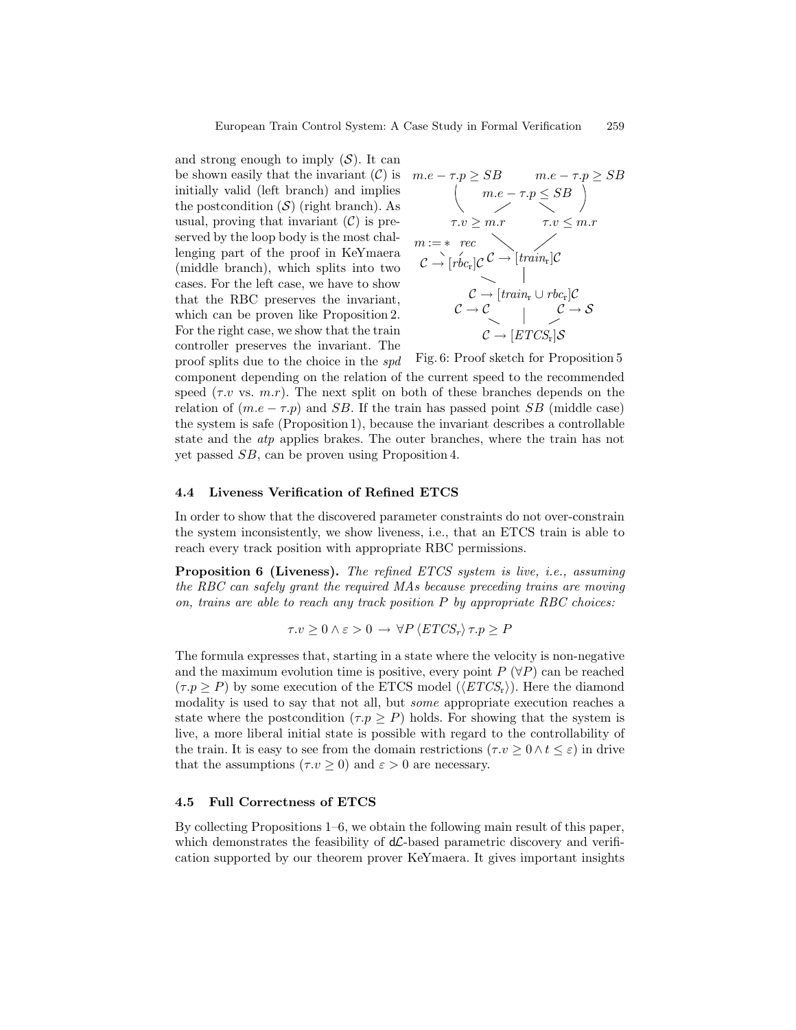and strong enough to imply ($\mathcal{S}$). It can be shown easily that the invariant ($\mathcal{C}$) is initially valid (left branch) and implies the postcondition ($\mathcal{S}$) (right branch). As usual, proving that invariant ($\mathcal{C}$) is preserved by the loop body is the most challenging part of the proof in KeYmaera (middle branch), which splits into two cases. For the left case, we have to show that the RBC preserves the invariant, which can be proven like Proposition 2. For the right case, we show that the train controller preserves the invariant. The proof splits due to the choice in the *spd* component depending on the relation of the current speed to the recommended speed ($\tau.v$ vs. $m.r$). The next split on both of these branches depends on the relation of ($m.e - \tau.p$) and $SB$. If the train has passed point $SB$ (middle case) the system is safe (Proposition 1), because the invariant describes a controllable state and the *atp* applies brakes. The outer branches, where the train has not yet passed $SB$, can be proven using Proposition 4.

$$
\begin{array}{c}
m.e - \tau.p \geq SB \qquad m.e - \tau.p \leq SB \qquad m.e - \tau.p \geq SB \\
\tau.v \geq m.r \qquad \tau.v \leq m.r \\
m := * \quad rec \\
\mathcal{C} \rightarrow [rbc_{\mathrm{r}}]\mathcal{C} \qquad \mathcal{C} \rightarrow [train_{\mathrm{r}}]\mathcal{C} \\
\mathcal{C} \rightarrow \mathcal{C} \qquad \mathcal{C} \rightarrow [train_{\mathrm{r}} \cup rbc_{\mathrm{r}}]\mathcal{C} \qquad \mathcal{C} \rightarrow \mathcal{S} \\
\mathcal{C} \rightarrow [ETCS_{\mathrm{r}}]\mathcal{S}
\end{array}
$$

Fig. 6: Proof sketch for Proposition 5

### 4.4 Liveness Verification of Refined ETCS

In order to show that the discovered parameter constraints do not over-constrain the system inconsistently, we show liveness, i.e., that an ETCS train is able to reach every track position with appropriate RBC permissions.

**Proposition 6 (Liveness).** *The refined ETCS system is live, i.e., assuming the RBC can safely grant the required MAs because preceding trains are moving on, trains are able to reach any track position $P$ by appropriate RBC choices:*

$$\tau.v \geq 0 \wedge \varepsilon > 0 \rightarrow \forall P \, \langle ETCS_r \rangle \, \tau.p \geq P$$

The formula expresses that, starting in a state where the velocity is non-negative and the maximum evolution time is positive, every point $P$ ($\forall P$) can be reached ($\tau.p \geq P$) by some execution of the ETCS model ($\langle ETCS_{\mathrm{r}} \rangle$). Here the diamond modality is used to say that not all, but *some* appropriate execution reaches a state where the postcondition ($\tau.p \geq P$) holds. For showing that the system is live, a more liberal initial state is possible with regard to the controllability of the train. It is easy to see from the domain restrictions ($\tau.v \geq 0 \wedge t \leq \varepsilon$) in drive that the assumptions ($\tau.v \geq 0$) and $\varepsilon > 0$ are necessary.

### 4.5 Full Correctness of ETCS

By collecting Propositions 1–6, we obtain the following main result of this paper, which demonstrates the feasibility of d$\mathcal{L}$-based parametric discovery and verification supported by our theorem prover KeYmaera. It gives important insights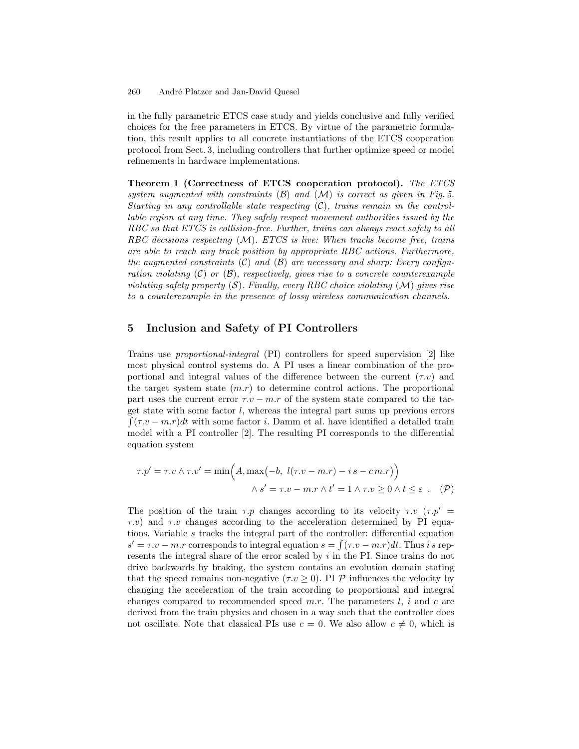in the fully parametric ETCS case study and yields conclusive and fully verified choices for the free parameters in ETCS. By virtue of the parametric formulation, this result applies to all concrete instantiations of the ETCS cooperation protocol from Sect. 3, including controllers that further optimize speed or model refinements in hardware implementations.

**Theorem 1 (Correctness of ETCS cooperation protocol).** *The ETCS system augmented with constraints ($\mathcal{B}$) and ($\mathcal{M}$) is correct as given in Fig. 5. Starting in any controllable state respecting ($\mathcal{C}$), trains remain in the controllable region at any time. They safely respect movement authorities issued by the RBC so that ETCS is collision-free. Further, trains can always react safely to all RBC decisions respecting ($\mathcal{M}$). ETCS is live: When tracks become free, trains are able to reach any track position by appropriate RBC actions. Furthermore, the augmented constraints ($\mathcal{C}$) and ($\mathcal{B}$) are necessary and sharp: Every configuration violating ($\mathcal{C}$) or ($\mathcal{B}$), respectively, gives rise to a concrete counterexample violating safety property ($\mathcal{S}$). Finally, every RBC choice violating ($\mathcal{M}$) gives rise to a counterexample in the presence of lossy wireless communication channels.*

## 5 Inclusion and Safety of PI Controllers

Trains use *proportional-integral* (PI) controllers for speed supervision [2] like most physical control systems do. A PI uses a linear combination of the proportional and integral values of the difference between the current ($\tau.v$) and the target system state ($m.r$) to determine control actions. The proportional part uses the current error $\tau.v - m.r$ of the system state compared to the target state with some factor $l$, whereas the integral part sums up previous errors $\int(\tau.v - m.r)dt$ with some factor $i$. Damm et al. have identified a detailed train model with a PI controller [2]. The resulting PI corresponds to the differential equation system

$$\tau.p' = \tau.v \land \tau.v' = \min\Big(A, \max\big(-b,\ l(\tau.v - m.r) - i\,s - c\,m.r\big)\Big)$$
$$\land\, s' = \tau.v - m.r \land t' = 1 \land \tau.v \geq 0 \land t \leq \varepsilon\ . \quad (\mathcal{P})$$

The position of the train $\tau.p$ changes according to its velocity $\tau.v$ ($\tau.p' = \tau.v$) and $\tau.v$ changes according to the acceleration determined by PI equations. Variable $s$ tracks the integral part of the controller: differential equation $s' = \tau.v - m.r$ corresponds to integral equation $s = \int(\tau.v - m.r)dt$. Thus $i\,s$ represents the integral share of the error scaled by $i$ in the PI. Since trains do not drive backwards by braking, the system contains an evolution domain stating that the speed remains non-negative ($\tau.v \geq 0$). PI $\mathcal{P}$ influences the velocity by changing the acceleration of the train according to proportional and integral changes compared to recommended speed $m.r$. The parameters $l$, $i$ and $c$ are derived from the train physics and chosen in a way such that the controller does not oscillate. Note that classical PIs use $c = 0$. We also allow $c \neq 0$, which is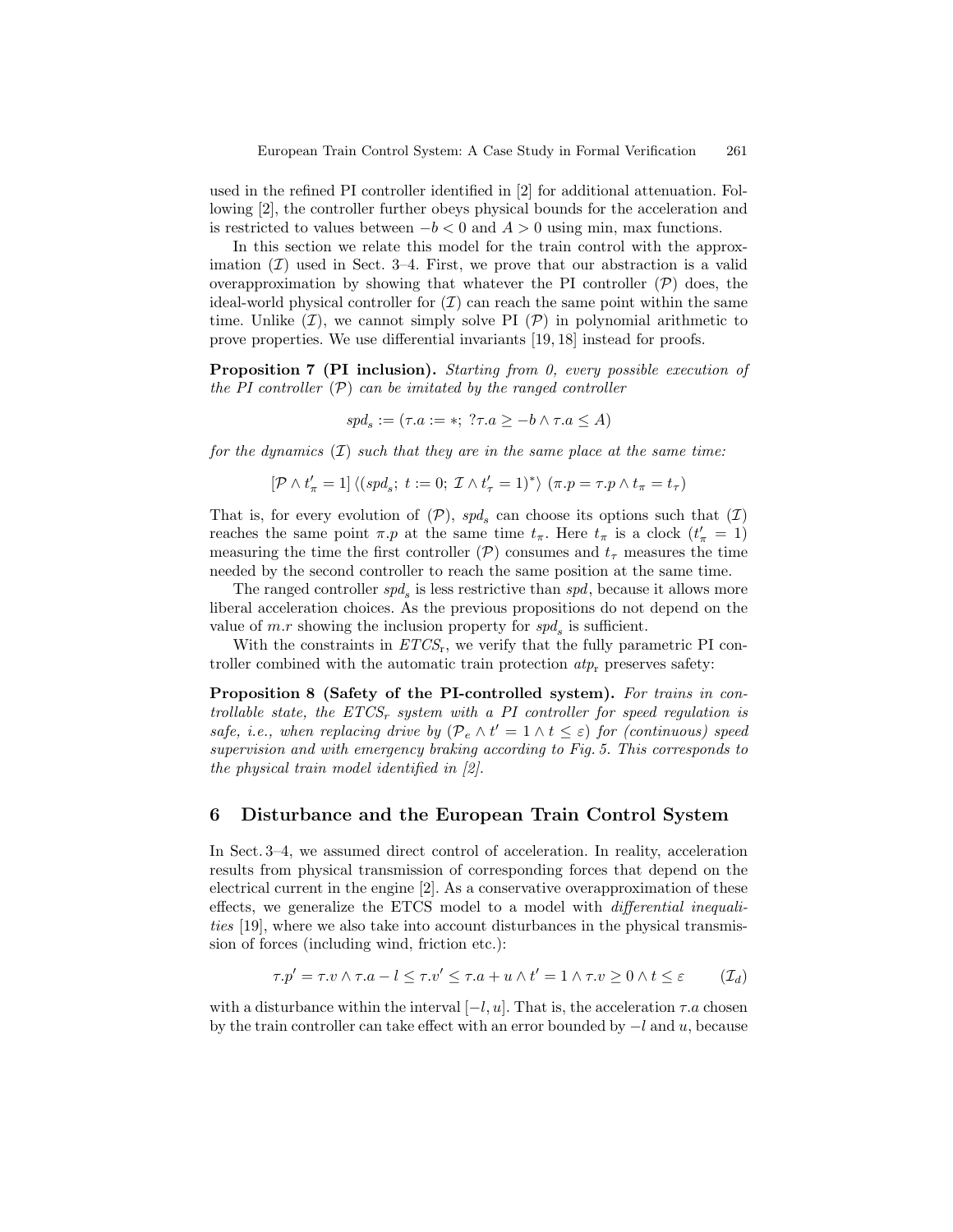used in the refined PI controller identified in [2] for additional attenuation. Following [2], the controller further obeys physical bounds for the acceleration and is restricted to values between $-b < 0$ and $A > 0$ using min, max functions.

In this section we relate this model for the train control with the approximation $(\mathcal{I})$ used in Sect. 3–4. First, we prove that our abstraction is a valid overapproximation by showing that whatever the PI controller $(\mathcal{P})$ does, the ideal-world physical controller for $(\mathcal{I})$ can reach the same point within the same time. Unlike $(\mathcal{I})$, we cannot simply solve PI $(\mathcal{P})$ in polynomial arithmetic to prove properties. We use differential invariants [19, 18] instead for proofs.

**Proposition 7 (PI inclusion).** *Starting from 0, every possible execution of the PI controller $(\mathcal{P})$ can be imitated by the ranged controller*

$$spd_s := (\tau.a := *;\ ?\tau.a \geq -b \wedge \tau.a \leq A)$$

*for the dynamics $(\mathcal{I})$ such that they are in the same place at the same time:*

$$[\mathcal{P} \wedge t'_\pi = 1]\, \langle (spd_s;\ t := 0;\ \mathcal{I} \wedge t'_\tau = 1)^* \rangle\ (\pi.p = \tau.p \wedge t_\pi = t_\tau)$$

That is, for every evolution of $(\mathcal{P})$, $spd_s$ can choose its options such that $(\mathcal{I})$ reaches the same point $\pi.p$ at the same time $t_\pi$. Here $t_\pi$ is a clock ($t'_\pi = 1$) measuring the time the first controller $(\mathcal{P})$ consumes and $t_\tau$ measures the time needed by the second controller to reach the same position at the same time.

The ranged controller $spd_s$ is less restrictive than $spd$, because it allows more liberal acceleration choices. As the previous propositions do not depend on the value of $m.r$ showing the inclusion property for $spd_s$ is sufficient.

With the constraints in $ETCS_\mathrm{r}$, we verify that the fully parametric PI controller combined with the automatic train protection $atp_\mathrm{r}$ preserves safety:

**Proposition 8 (Safety of the PI-controlled system).** *For trains in controllable state, the $ETCS_r$ system with a PI controller for speed regulation is safe, i.e., when replacing drive by $(\mathcal{P}_e \wedge t' = 1 \wedge t \leq \varepsilon)$ for (continuous) speed supervision and with emergency braking according to Fig. 5. This corresponds to the physical train model identified in [2].*

## 6 Disturbance and the European Train Control System

In Sect. 3–4, we assumed direct control of acceleration. In reality, acceleration results from physical transmission of corresponding forces that depend on the electrical current in the engine [2]. As a conservative overapproximation of these effects, we generalize the ETCS model to a model with *differential inequalities* [19], where we also take into account disturbances in the physical transmission of forces (including wind, friction etc.):

$$\tau.p' = \tau.v \wedge \tau.a - l \leq \tau.v' \leq \tau.a + u \wedge t' = 1 \wedge \tau.v \geq 0 \wedge t \leq \varepsilon \qquad (\mathcal{I}_d)$$

with a disturbance within the interval $[-l, u]$. That is, the acceleration $\tau.a$ chosen by the train controller can take effect with an error bounded by $-l$ and $u$, because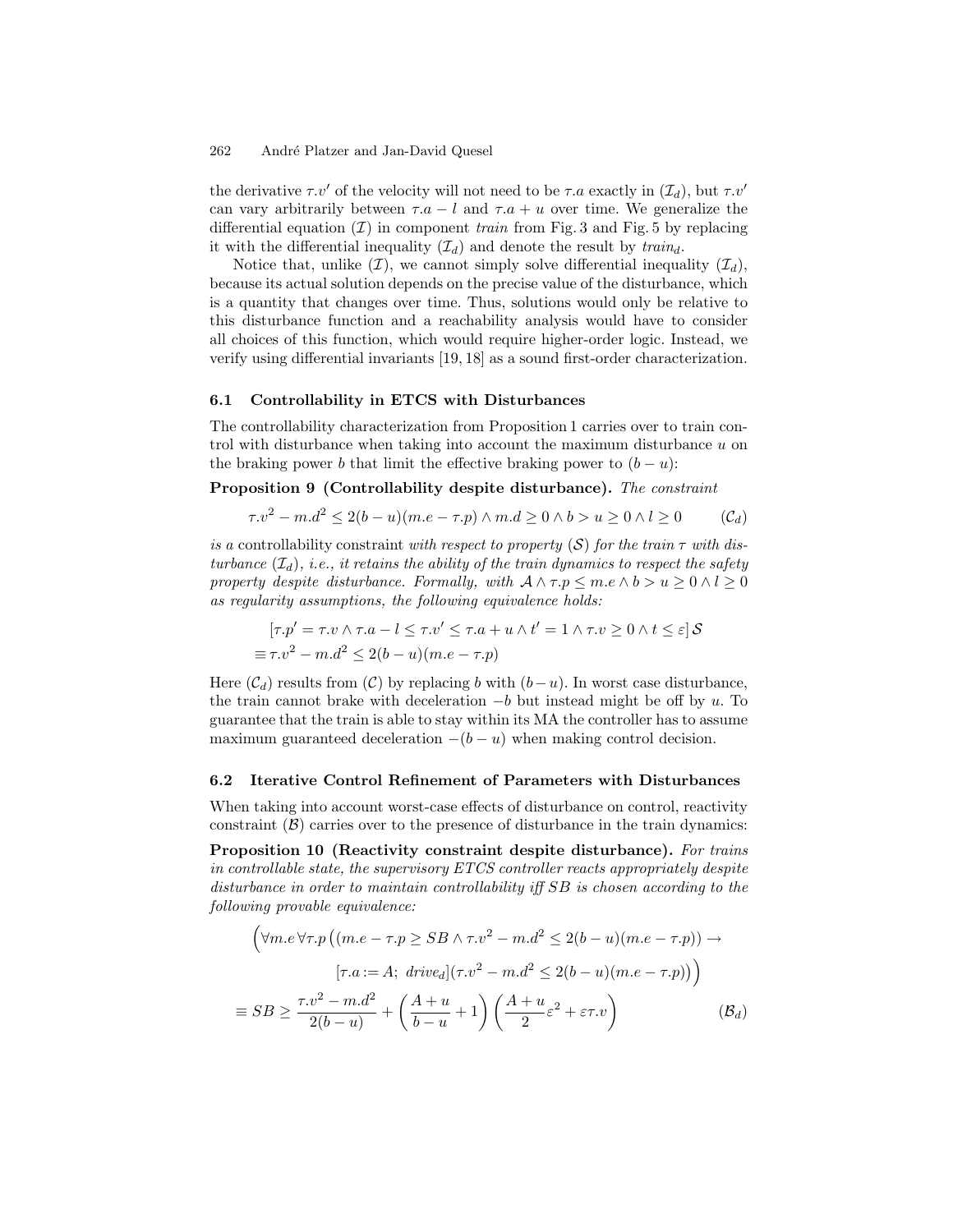the derivative $\tau.v'$ of the velocity will not need to be $\tau.a$ exactly in $(\mathcal{I}_d)$, but $\tau.v'$ can vary arbitrarily between $\tau.a - l$ and $\tau.a + u$ over time. We generalize the differential equation $(\mathcal{I})$ in component *train* from Fig. 3 and Fig. 5 by replacing it with the differential inequality $(\mathcal{I}_d)$ and denote the result by $train_d$.

Notice that, unlike $(\mathcal{I})$, we cannot simply solve differential inequality $(\mathcal{I}_d)$, because its actual solution depends on the precise value of the disturbance, which is a quantity that changes over time. Thus, solutions would only be relative to this disturbance function and a reachability analysis would have to consider all choices of this function, which would require higher-order logic. Instead, we verify using differential invariants [19, 18] as a sound first-order characterization.

### 6.1 Controllability in ETCS with Disturbances

The controllability characterization from Proposition 1 carries over to train control with disturbance when taking into account the maximum disturbance $u$ on the braking power $b$ that limit the effective braking power to $(b - u)$:

**Proposition 9 (Controllability despite disturbance).** *The constraint*

$$\tau.v^2 - m.d^2 \leq 2(b-u)(m.e - \tau.p) \land m.d \geq 0 \land b > u \geq 0 \land l \geq 0 \qquad (\mathcal{C}_d)$$

*is a* controllability constraint *with respect to property $(\mathcal{S})$ for the train $\tau$ with disturbance $(\mathcal{I}_d)$, i.e., it retains the ability of the train dynamics to respect the safety property despite disturbance. Formally, with $\mathcal{A} \land \tau.p \leq m.e \land b > u \geq 0 \land l \geq 0$ as regularity assumptions, the following equivalence holds:*

$$[\tau.p' = \tau.v \land \tau.a - l \leq \tau.v' \leq \tau.a + u \land t' = 1 \land \tau.v \geq 0 \land t \leq \varepsilon]\, \mathcal{S}$$
$$\equiv \tau.v^2 - m.d^2 \leq 2(b-u)(m.e - \tau.p)$$

Here $(\mathcal{C}_d)$ results from $(\mathcal{C})$ by replacing $b$ with $(b-u)$. In worst case disturbance, the train cannot brake with deceleration $-b$ but instead might be off by $u$. To guarantee that the train is able to stay within its MA the controller has to assume maximum guaranteed deceleration $-(b-u)$ when making control decision.

### 6.2 Iterative Control Refinement of Parameters with Disturbances

When taking into account worst-case effects of disturbance on control, reactivity constraint $(\mathcal{B})$ carries over to the presence of disturbance in the train dynamics:

**Proposition 10 (Reactivity constraint despite disturbance).** *For trains in controllable state, the supervisory ETCS controller reacts appropriately despite disturbance in order to maintain controllability iff SB is chosen according to the following provable equivalence:*

$$\Big(\forall m.e\, \forall \tau.p\, \big((m.e - \tau.p \geq SB \land \tau.v^2 - m.d^2 \leq 2(b-u)(m.e - \tau.p)) \rightarrow$$
$$[\tau.a := A;\ drive_d](\tau.v^2 - m.d^2 \leq 2(b-u)(m.e - \tau.p)\big)\Big)$$
$$\equiv SB \geq \frac{\tau.v^2 - m.d^2}{2(b-u)} + \left(\frac{A+u}{b-u} + 1\right)\left(\frac{A+u}{2}\varepsilon^2 + \varepsilon\tau.v\right) \qquad (\mathcal{B}_d)$$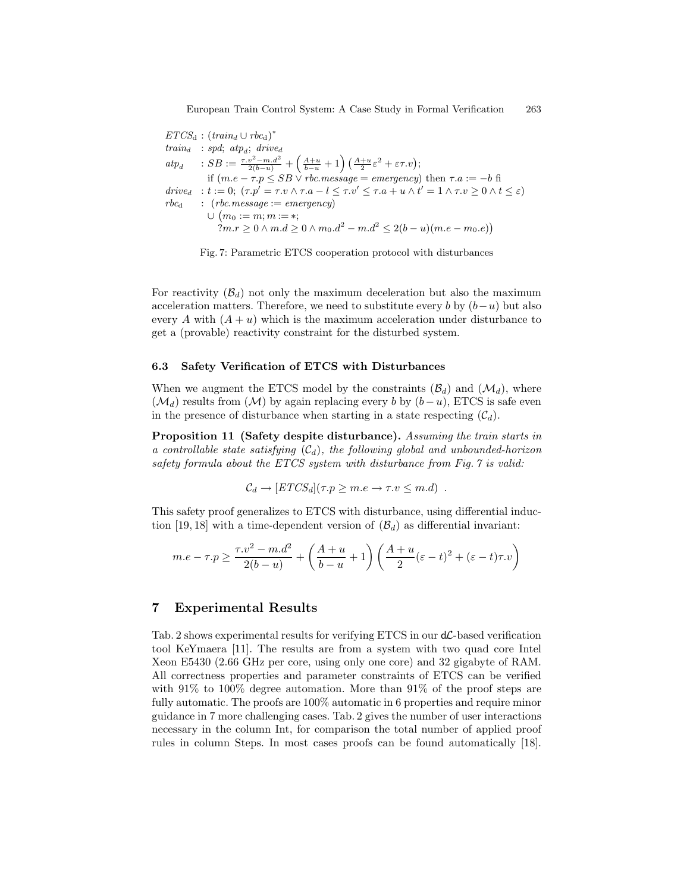$$
\begin{aligned}
ETCS_{\mathrm{d}} &: (train_d \cup rbc_{\mathrm{d}})^* \\
train_d &: spd;\ atp_d;\ drive_d \\
atp_d &: SB := \frac{\tau.v^2 - m.d^2}{2(b-u)} + \left(\frac{A+u}{b-u} + 1\right)\left(\frac{A+u}{2}\varepsilon^2 + \varepsilon \tau.v\right); \\
&\quad \text{if } (m.e - \tau.p \leq SB \vee rbc.message = emergency) \text{ then } \tau.a := -b \text{ fi} \\
drive_d &: t := 0;\ (\tau.p' = \tau.v \wedge \tau.a - l \leq \tau.v' \leq \tau.a + u \wedge t' = 1 \wedge \tau.v \geq 0 \wedge t \leq \varepsilon) \\
rbc_{\mathrm{d}} &: (rbc.message := emergency) \\
&\quad \cup \big(m_0 := m; m := *; \\
&\qquad ?m.r \geq 0 \wedge m.d \geq 0 \wedge m_0.d^2 - m.d^2 \leq 2(b-u)(m.e - m_0.e)\big)
\end{aligned}
$$

Fig. 7: Parametric ETCS cooperation protocol with disturbances

For reactivity ($\mathcal{B}_d$) not only the maximum deceleration but also the maximum acceleration matters. Therefore, we need to substitute every $b$ by $(b-u)$ but also every $A$ with $(A+u)$ which is the maximum acceleration under disturbance to get a (provable) reactivity constraint for the disturbed system.

### 6.3 Safety Verification of ETCS with Disturbances

When we augment the ETCS model by the constraints ($\mathcal{B}_d$) and ($\mathcal{M}_d$), where ($\mathcal{M}_d$) results from ($\mathcal{M}$) by again replacing every $b$ by $(b-u)$, ETCS is safe even in the presence of disturbance when starting in a state respecting ($\mathcal{C}_d$).

**Proposition 11 (Safety despite disturbance).** *Assuming the train starts in a controllable state satisfying ($\mathcal{C}_d$), the following global and unbounded-horizon safety formula about the ETCS system with disturbance from Fig. 7 is valid:*

$$
\mathcal{C}_d \rightarrow [ETCS_d](\tau.p \geq m.e \rightarrow \tau.v \leq m.d) \ .
$$

This safety proof generalizes to ETCS with disturbance, using differential induction [19, 18] with a time-dependent version of ($\mathcal{B}_d$) as differential invariant:

$$
m.e - \tau.p \geq \frac{\tau.v^2 - m.d^2}{2(b-u)} + \left(\frac{A+u}{b-u} + 1\right)\left(\frac{A+u}{2}(\varepsilon - t)^2 + (\varepsilon - t)\tau.v\right)
$$

## 7 Experimental Results

Tab. 2 shows experimental results for verifying ETCS in our d$\mathcal{L}$-based verification tool KeYmaera [11]. The results are from a system with two quad core Intel Xeon E5430 (2.66 GHz per core, using only one core) and 32 gigabyte of RAM. All correctness properties and parameter constraints of ETCS can be verified with 91% to 100% degree automation. More than 91% of the proof steps are fully automatic. The proofs are 100% automatic in 6 properties and require minor guidance in 7 more challenging cases. Tab. 2 gives the number of user interactions necessary in the column Int, for comparison the total number of applied proof rules in column Steps. In most cases proofs can be found automatically [18].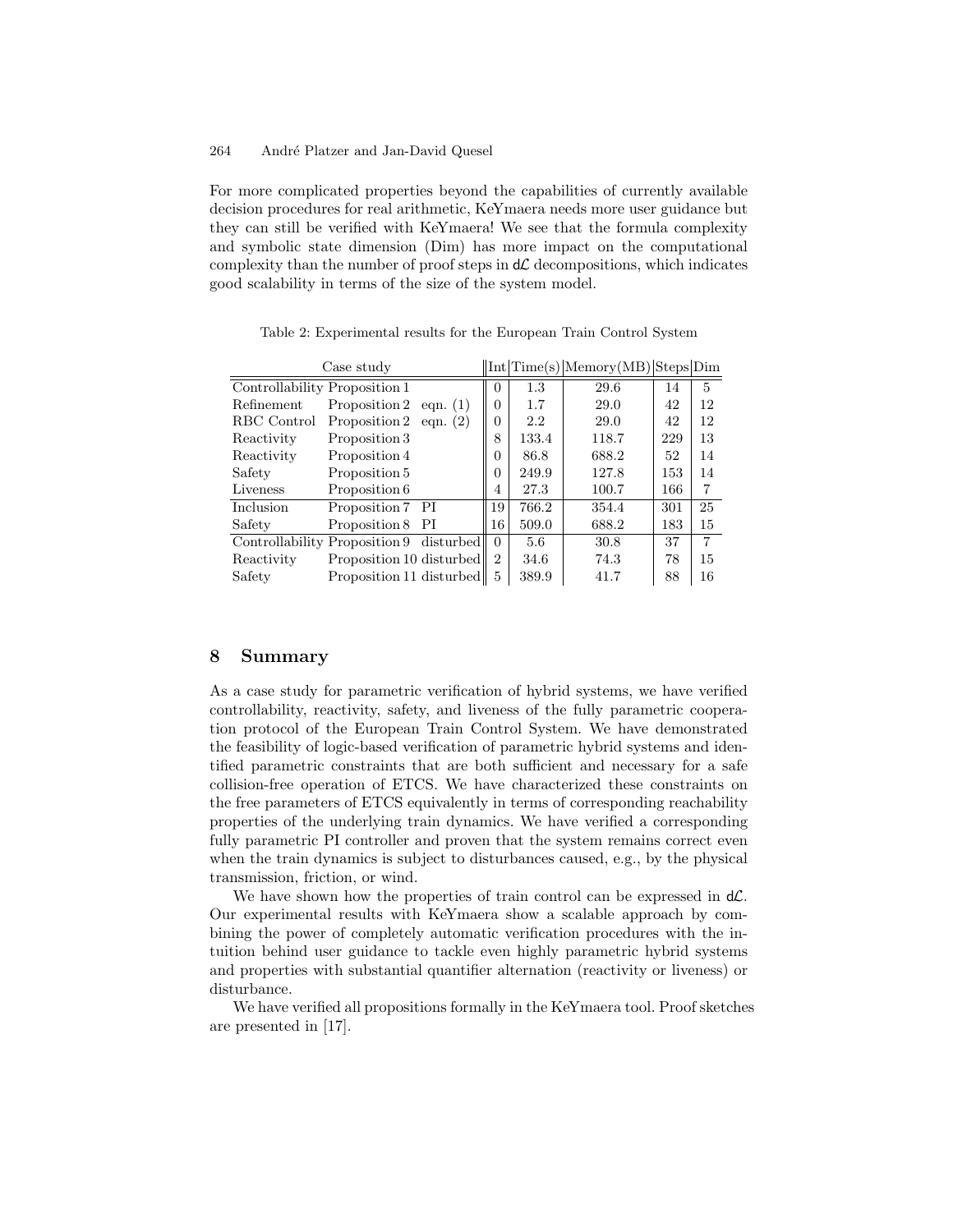For more complicated properties beyond the capabilities of currently available decision procedures for real arithmetic, KeYmaera needs more user guidance but they can still be verified with KeYmaera! We see that the formula complexity and symbolic state dimension (Dim) has more impact on the computational complexity than the number of proof steps in $d\mathcal{L}$ decompositions, which indicates good scalability in terms of the size of the system model.

Table 2: Experimental results for the European Train Control System

| Case study | | | Int | Time(s) | Memory(MB) | Steps | Dim |
|---|---|---|---|---|---|---|---|
| Controllability | Proposition 1 | | 0 | 1.3 | 29.6 | 14 | 5 |
| Refinement | Proposition 2 | eqn. (1) | 0 | 1.7 | 29.0 | 42 | 12 |
| RBC Control | Proposition 2 | eqn. (2) | 0 | 2.2 | 29.0 | 42 | 12 |
| Reactivity | Proposition 3 | | 8 | 133.4 | 118.7 | 229 | 13 |
| Reactivity | Proposition 4 | | 0 | 86.8 | 688.2 | 52 | 14 |
| Safety | Proposition 5 | | 0 | 249.9 | 127.8 | 153 | 14 |
| Liveness | Proposition 6 | | 4 | 27.3 | 100.7 | 166 | 7 |
| Inclusion | Proposition 7 | PI | 19 | 766.2 | 354.4 | 301 | 25 |
| Safety | Proposition 8 | PI | 16 | 509.0 | 688.2 | 183 | 15 |
| Controllability | Proposition 9 | disturbed | 0 | 5.6 | 30.8 | 37 | 7 |
| Reactivity | Proposition 10 | disturbed | 2 | 34.6 | 74.3 | 78 | 15 |
| Safety | Proposition 11 | disturbed | 5 | 389.9 | 41.7 | 88 | 16 |

## 8 Summary

As a case study for parametric verification of hybrid systems, we have verified controllability, reactivity, safety, and liveness of the fully parametric cooperation protocol of the European Train Control System. We have demonstrated the feasibility of logic-based verification of parametric hybrid systems and identified parametric constraints that are both sufficient and necessary for a safe collision-free operation of ETCS. We have characterized these constraints on the free parameters of ETCS equivalently in terms of corresponding reachability properties of the underlying train dynamics. We have verified a corresponding fully parametric PI controller and proven that the system remains correct even when the train dynamics is subject to disturbances caused, e.g., by the physical transmission, friction, or wind.

We have shown how the properties of train control can be expressed in $d\mathcal{L}$. Our experimental results with KeYmaera show a scalable approach by combining the power of completely automatic verification procedures with the intuition behind user guidance to tackle even highly parametric hybrid systems and properties with substantial quantifier alternation (reactivity or liveness) or disturbance.

We have verified all propositions formally in the KeYmaera tool. Proof sketches are presented in [17].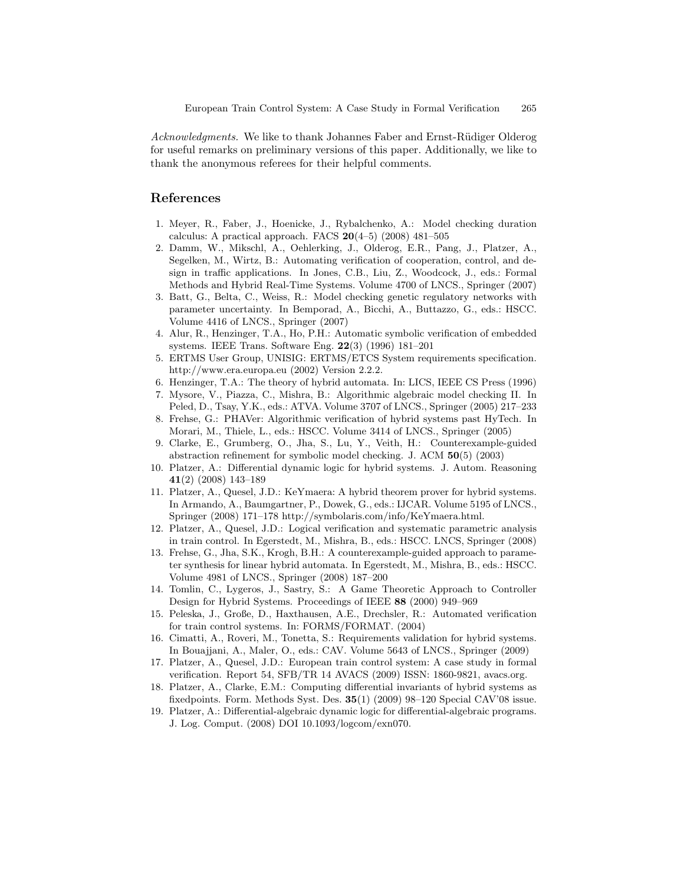*Acknowledgments.* We like to thank Johannes Faber and Ernst-Rüdiger Olderog for useful remarks on preliminary versions of this paper. Additionally, we like to thank the anonymous referees for their helpful comments.

## References

1. Meyer, R., Faber, J., Hoenicke, J., Rybalchenko, A.: Model checking duration calculus: A practical approach. FACS **20**(4–5) (2008) 481–505
2. Damm, W., Mikschl, A., Oehlerking, J., Olderog, E.R., Pang, J., Platzer, A., Segelken, M., Wirtz, B.: Automating verification of cooperation, control, and design in traffic applications. In Jones, C.B., Liu, Z., Woodcock, J., eds.: Formal Methods and Hybrid Real-Time Systems. Volume 4700 of LNCS., Springer (2007)
3. Batt, G., Belta, C., Weiss, R.: Model checking genetic regulatory networks with parameter uncertainty. In Bemporad, A., Bicchi, A., Buttazzo, G., eds.: HSCC. Volume 4416 of LNCS., Springer (2007)
4. Alur, R., Henzinger, T.A., Ho, P.H.: Automatic symbolic verification of embedded systems. IEEE Trans. Software Eng. **22**(3) (1996) 181–201
5. ERTMS User Group, UNISIG: ERTMS/ETCS System requirements specification. http://www.era.europa.eu (2002) Version 2.2.2.
6. Henzinger, T.A.: The theory of hybrid automata. In: LICS, IEEE CS Press (1996)
7. Mysore, V., Piazza, C., Mishra, B.: Algorithmic algebraic model checking II. In Peled, D., Tsay, Y.K., eds.: ATVA. Volume 3707 of LNCS., Springer (2005) 217–233
8. Frehse, G.: PHAVer: Algorithmic verification of hybrid systems past HyTech. In Morari, M., Thiele, L., eds.: HSCC. Volume 3414 of LNCS., Springer (2005)
9. Clarke, E., Grumberg, O., Jha, S., Lu, Y., Veith, H.: Counterexample-guided abstraction refinement for symbolic model checking. J. ACM **50**(5) (2003)
10. Platzer, A.: Differential dynamic logic for hybrid systems. J. Autom. Reasoning **41**(2) (2008) 143–189
11. Platzer, A., Quesel, J.D.: KeYmaera: A hybrid theorem prover for hybrid systems. In Armando, A., Baumgartner, P., Dowek, G., eds.: IJCAR. Volume 5195 of LNCS., Springer (2008) 171–178 http://symbolaris.com/info/KeYmaera.html.
12. Platzer, A., Quesel, J.D.: Logical verification and systematic parametric analysis in train control. In Egerstedt, M., Mishra, B., eds.: HSCC. LNCS, Springer (2008)
13. Frehse, G., Jha, S.K., Krogh, B.H.: A counterexample-guided approach to parameter synthesis for linear hybrid automata. In Egerstedt, M., Mishra, B., eds.: HSCC. Volume 4981 of LNCS., Springer (2008) 187–200
14. Tomlin, C., Lygeros, J., Sastry, S.: A Game Theoretic Approach to Controller Design for Hybrid Systems. Proceedings of IEEE **88** (2000) 949–969
15. Peleska, J., Große, D., Haxthausen, A.E., Drechsler, R.: Automated verification for train control systems. In: FORMS/FORMAT. (2004)
16. Cimatti, A., Roveri, M., Tonetta, S.: Requirements validation for hybrid systems. In Bouajjani, A., Maler, O., eds.: CAV. Volume 5643 of LNCS., Springer (2009)
17. Platzer, A., Quesel, J.D.: European train control system: A case study in formal verification. Report 54, SFB/TR 14 AVACS (2009) ISSN: 1860-9821, avacs.org.
18. Platzer, A., Clarke, E.M.: Computing differential invariants of hybrid systems as fixedpoints. Form. Methods Syst. Des. **35**(1) (2009) 98–120 Special CAV'08 issue.
19. Platzer, A.: Differential-algebraic dynamic logic for differential-algebraic programs. J. Log. Comput. (2008) DOI 10.1093/logcom/exn070.